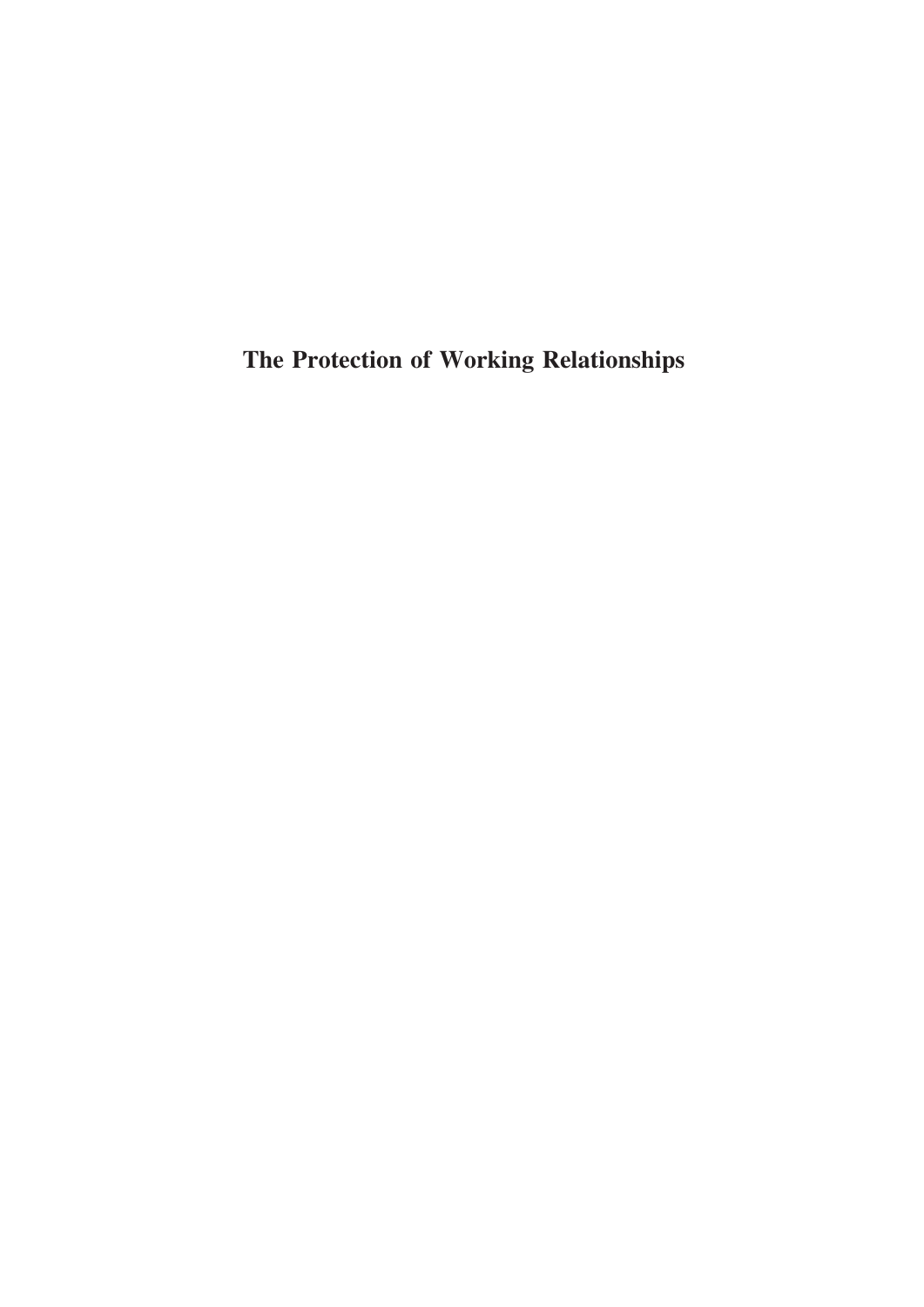# The Protection of Working Relationships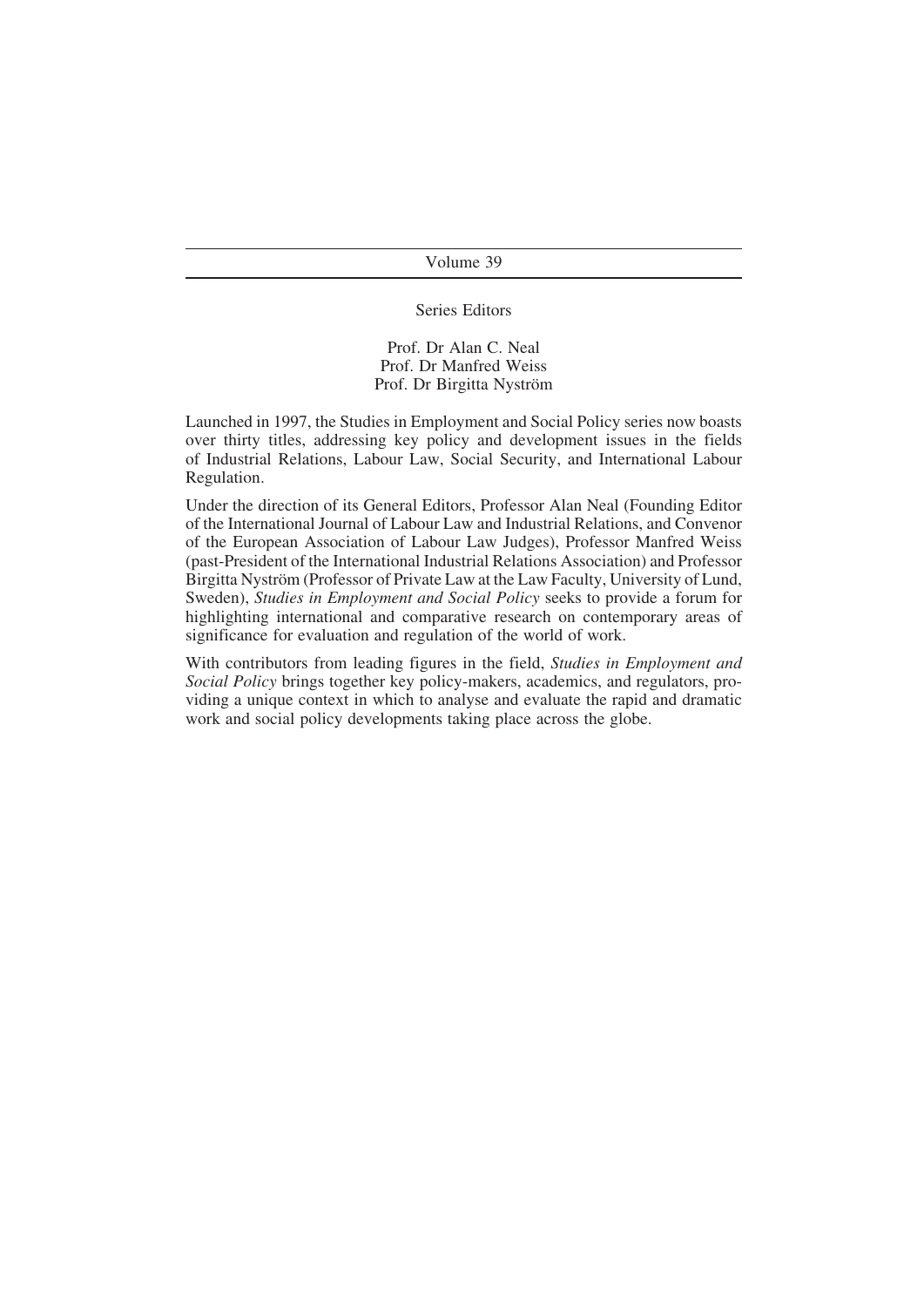Volume 39

Series Editors

Prof. Dr Alan C. Neal
Prof. Dr Manfred Weiss
Prof. Dr Birgitta Nyström

Launched in 1997, the Studies in Employment and Social Policy series now boasts over thirty titles, addressing key policy and development issues in the fields of Industrial Relations, Labour Law, Social Security, and International Labour Regulation.

Under the direction of its General Editors, Professor Alan Neal (Founding Editor of the International Journal of Labour Law and Industrial Relations, and Convenor of the European Association of Labour Law Judges), Professor Manfred Weiss (past-President of the International Industrial Relations Association) and Professor Birgitta Nyström (Professor of Private Law at the Law Faculty, University of Lund, Sweden), *Studies in Employment and Social Policy* seeks to provide a forum for highlighting international and comparative research on contemporary areas of significance for evaluation and regulation of the world of work.

With contributors from leading figures in the field, *Studies in Employment and Social Policy* brings together key policy-makers, academics, and regulators, providing a unique context in which to analyse and evaluate the rapid and dramatic work and social policy developments taking place across the globe.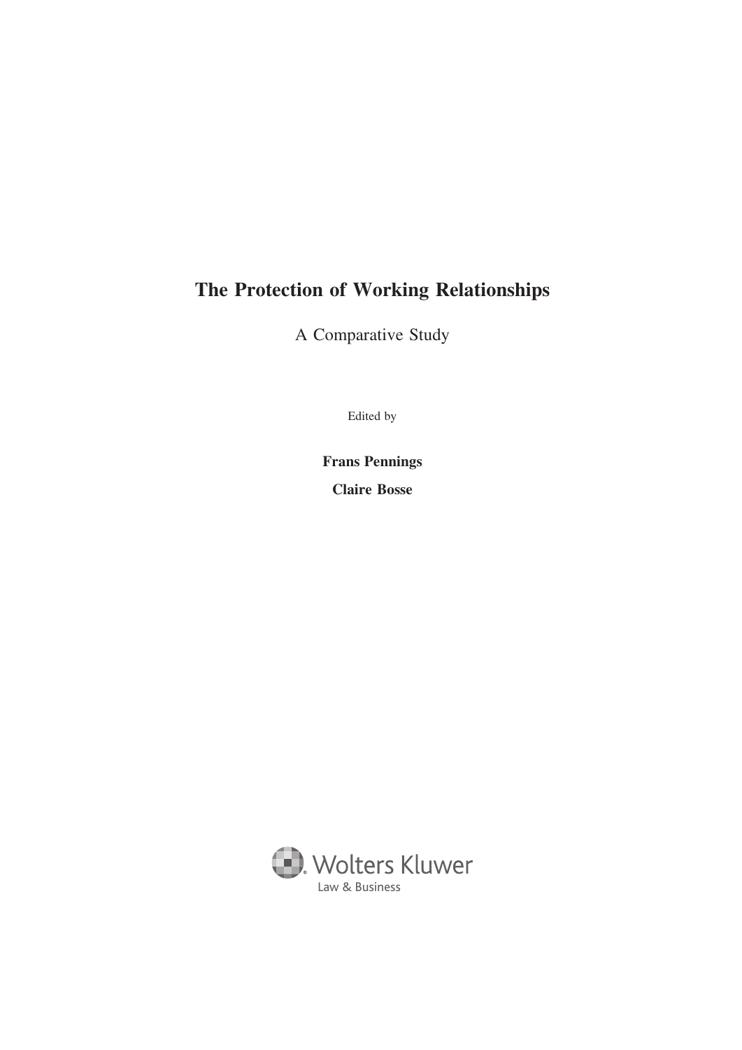# The Protection of Working Relationships

A Comparative Study

Edited by

**Frans Pennings**

**Claire Bosse**

Wolters Kluwer

Law & Business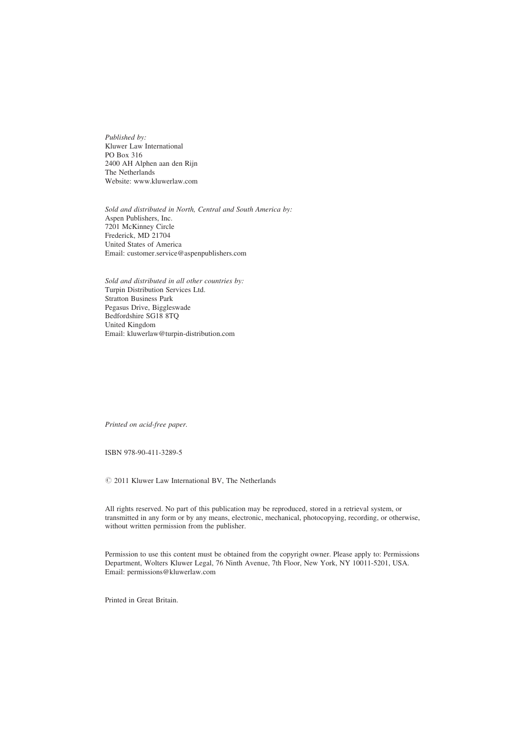*Published by:*
Kluwer Law International
PO Box 316
2400 AH Alphen aan den Rijn
The Netherlands
Website: www.kluwerlaw.com

*Sold and distributed in North, Central and South America by:*
Aspen Publishers, Inc.
7201 McKinney Circle
Frederick, MD 21704
United States of America
Email: customer.service@aspenpublishers.com

*Sold and distributed in all other countries by:*
Turpin Distribution Services Ltd.
Stratton Business Park
Pegasus Drive, Biggleswade
Bedfordshire SG18 8TQ
United Kingdom
Email: kluwerlaw@turpin-distribution.com

*Printed on acid-free paper.*

ISBN 978-90-411-3289-5

© 2011 Kluwer Law International BV, The Netherlands

All rights reserved. No part of this publication may be reproduced, stored in a retrieval system, or transmitted in any form or by any means, electronic, mechanical, photocopying, recording, or otherwise, without written permission from the publisher.

Permission to use this content must be obtained from the copyright owner. Please apply to: Permissions Department, Wolters Kluwer Legal, 76 Ninth Avenue, 7th Floor, New York, NY 10011-5201, USA. Email: permissions@kluwerlaw.com

Printed in Great Britain.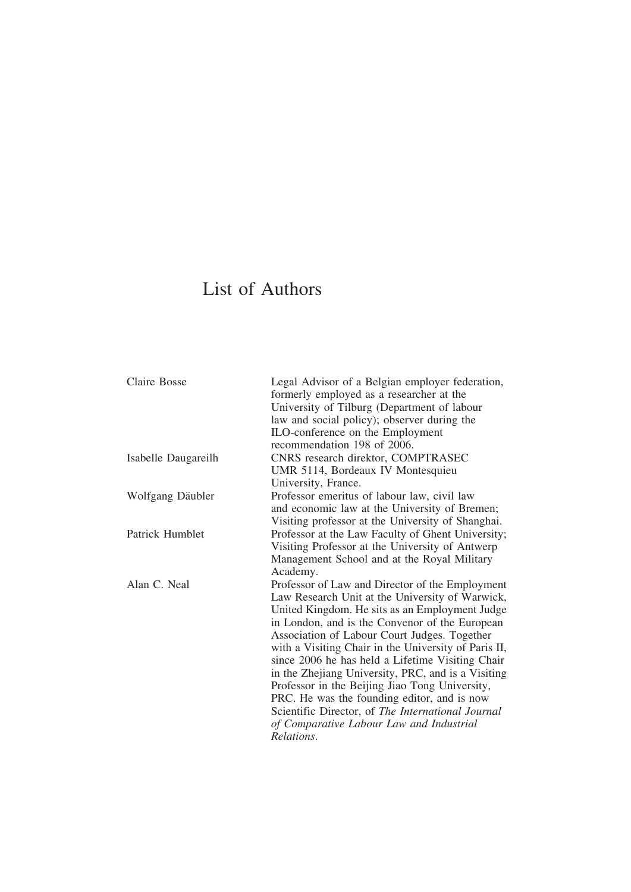# List of Authors

| | |
|---|---|
| Claire Bosse | Legal Advisor of a Belgian employer federation, formerly employed as a researcher at the University of Tilburg (Department of labour law and social policy); observer during the ILO-conference on the Employment recommendation 198 of 2006. |
| Isabelle Daugareilh | CNRS research direktor, COMPTRASEC UMR 5114, Bordeaux IV Montesquieu University, France. |
| Wolfgang Däubler | Professor emeritus of labour law, civil law and economic law at the University of Bremen; Visiting professor at the University of Shanghai. |
| Patrick Humblet | Professor at the Law Faculty of Ghent University; Visiting Professor at the University of Antwerp Management School and at the Royal Military Academy. |
| Alan C. Neal | Professor of Law and Director of the Employment Law Research Unit at the University of Warwick, United Kingdom. He sits as an Employment Judge in London, and is the Convenor of the European Association of Labour Court Judges. Together with a Visiting Chair in the University of Paris II, since 2006 he has held a Lifetime Visiting Chair in the Zhejiang University, PRC, and is a Visiting Professor in the Beijing Jiao Tong University, PRC. He was the founding editor, and is now Scientific Director, of *The International Journal of Comparative Labour Law and Industrial Relations*. |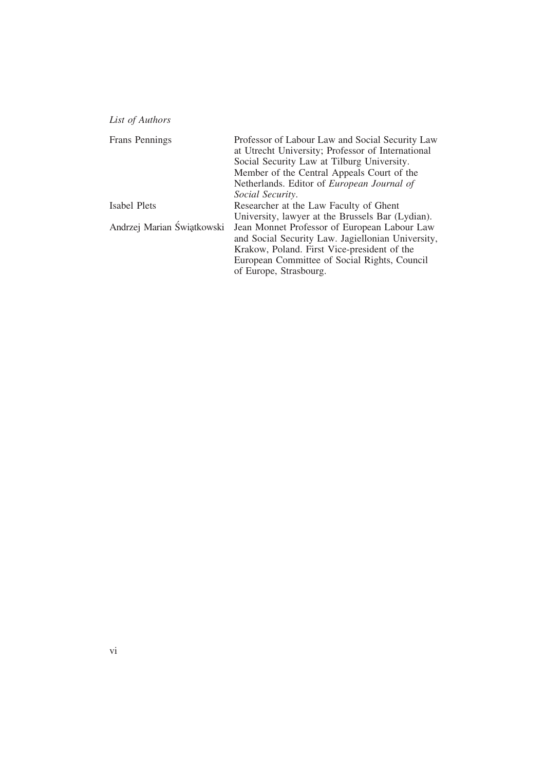*List of Authors*

| | |
|---|---|
| Frans Pennings | Professor of Labour Law and Social Security Law at Utrecht University; Professor of International Social Security Law at Tilburg University. Member of the Central Appeals Court of the Netherlands. Editor of *European Journal of Social Security*. |
| Isabel Plets | Researcher at the Law Faculty of Ghent University, lawyer at the Brussels Bar (Lydian). |
| Andrzej Marian Świątkowski | Jean Monnet Professor of European Labour Law and Social Security Law. Jagiellonian University, Krakow, Poland. First Vice-president of the European Committee of Social Rights, Council of Europe, Strasbourg. |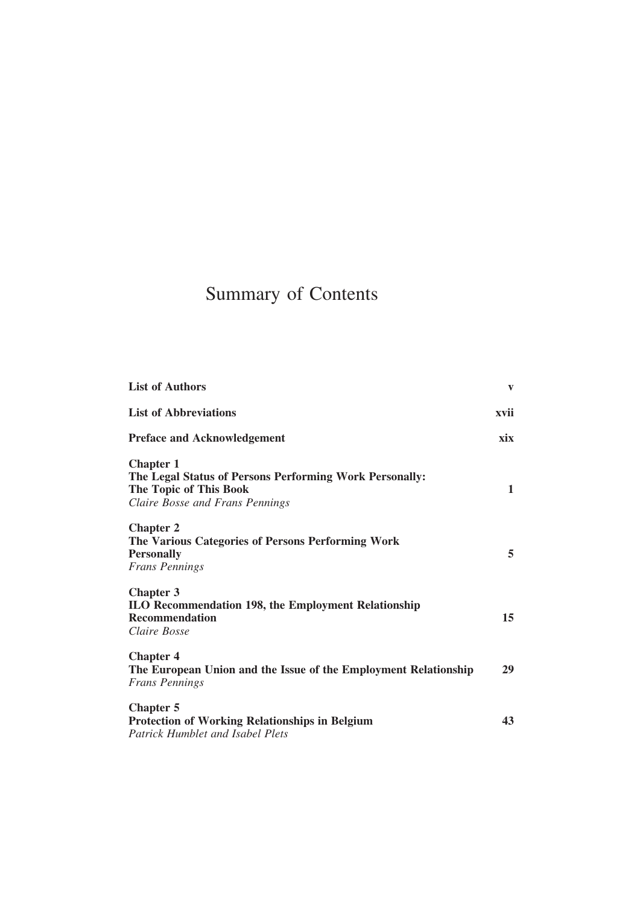# Summary of Contents

| | |
|---|---|
| **List of Authors** | **v** |
| **List of Abbreviations** | **xvii** |
| **Preface and Acknowledgement** | **xix** |
| **Chapter 1**<br>**The Legal Status of Persons Performing Work Personally: The Topic of This Book**<br>*Claire Bosse and Frans Pennings* | **1** |
| **Chapter 2**<br>**The Various Categories of Persons Performing Work Personally**<br>*Frans Pennings* | **5** |
| **Chapter 3**<br>**ILO Recommendation 198, the Employment Relationship Recommendation**<br>*Claire Bosse* | **15** |
| **Chapter 4**<br>**The European Union and the Issue of the Employment Relationship**<br>*Frans Pennings* | **29** |
| **Chapter 5**<br>**Protection of Working Relationships in Belgium**<br>*Patrick Humblet and Isabel Plets* | **43** |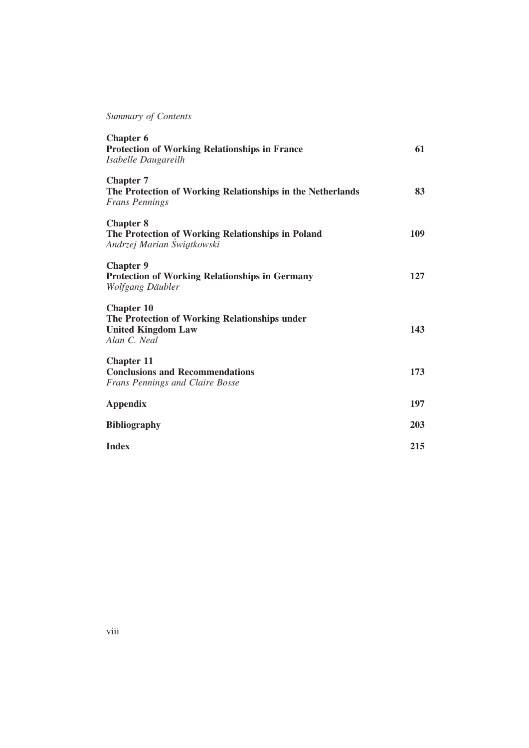| | |
|---|---|
| **Chapter 6**<br>**Protection of Working Relationships in France**<br>*Isabelle Daugareilh* | **61** |
| **Chapter 7**<br>**The Protection of Working Relationships in the Netherlands**<br>*Frans Pennings* | **83** |
| **Chapter 8**<br>**The Protection of Working Relationships in Poland**<br>*Andrzej Marian Świątkowski* | **109** |
| **Chapter 9**<br>**Protection of Working Relationships in Germany**<br>*Wolfgang Däubler* | **127** |
| **Chapter 10**<br>**The Protection of Working Relationships under United Kingdom Law**<br>*Alan C. Neal* | **143** |
| **Chapter 11**<br>**Conclusions and Recommendations**<br>*Frans Pennings and Claire Bosse* | **173** |
| **Appendix** | **197** |
| **Bibliography** | **203** |
| **Index** | **215** |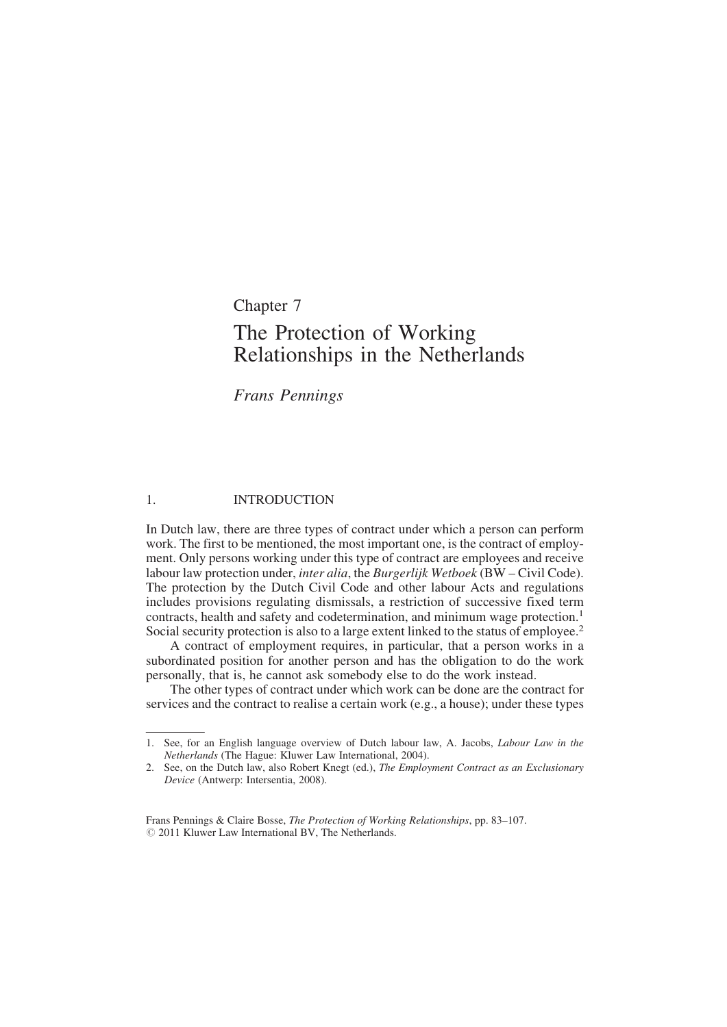# Chapter 7

# The Protection of Working Relationships in the Netherlands

*Frans Pennings*

## 1. INTRODUCTION

In Dutch law, there are three types of contract under which a person can perform work. The first to be mentioned, the most important one, is the contract of employment. Only persons working under this type of contract are employees and receive labour law protection under, *inter alia*, the *Burgerlijk Wetboek* (BW – Civil Code). The protection by the Dutch Civil Code and other labour Acts and regulations includes provisions regulating dismissals, a restriction of successive fixed term contracts, health and safety and codetermination, and minimum wage protection.[1] Social security protection is also to a large extent linked to the status of employee.[2]

A contract of employment requires, in particular, that a person works in a subordinated position for another person and has the obligation to do the work personally, that is, he cannot ask somebody else to do the work instead.

The other types of contract under which work can be done are the contract for services and the contract to realise a certain work (e.g., a house); under these types

---

1. See, for an English language overview of Dutch labour law, A. Jacobs, *Labour Law in the Netherlands* (The Hague: Kluwer Law International, 2004).
2. See, on the Dutch law, also Robert Knegt (ed.), *The Employment Contract as an Exclusionary Device* (Antwerp: Intersentia, 2008).

Frans Pennings & Claire Bosse, *The Protection of Working Relationships*, pp. 83–107.
© 2011 Kluwer Law International BV, The Netherlands.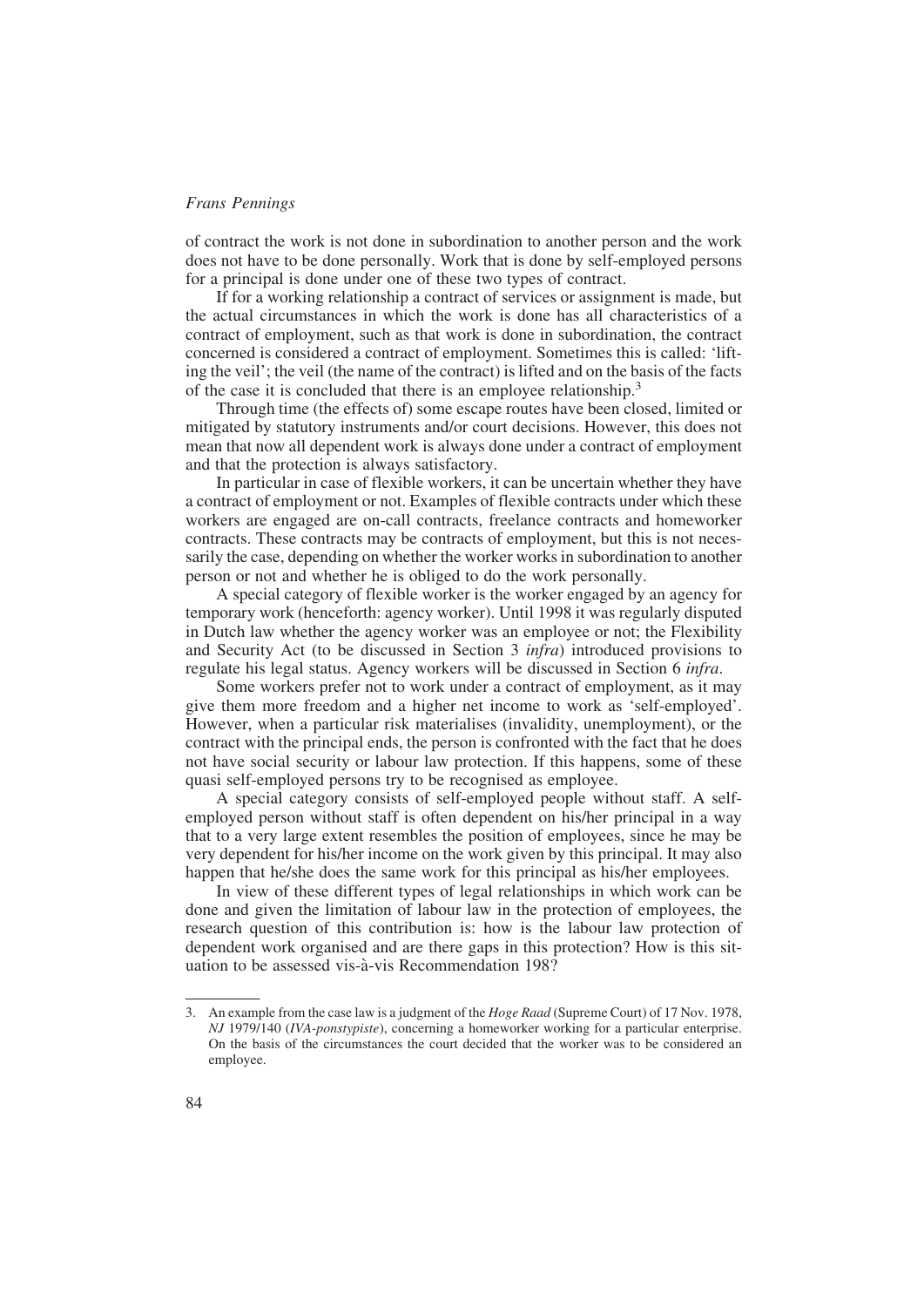of contract the work is not done in subordination to another person and the work does not have to be done personally. Work that is done by self-employed persons for a principal is done under one of these two types of contract.

If for a working relationship a contract of services or assignment is made, but the actual circumstances in which the work is done has all characteristics of a contract of employment, such as that work is done in subordination, the contract concerned is considered a contract of employment. Sometimes this is called: 'lifting the veil'; the veil (the name of the contract) is lifted and on the basis of the facts of the case it is concluded that there is an employee relationship.[3]

Through time (the effects of) some escape routes have been closed, limited or mitigated by statutory instruments and/or court decisions. However, this does not mean that now all dependent work is always done under a contract of employment and that the protection is always satisfactory.

In particular in case of flexible workers, it can be uncertain whether they have a contract of employment or not. Examples of flexible contracts under which these workers are engaged are on-call contracts, freelance contracts and homeworker contracts. These contracts may be contracts of employment, but this is not necessarily the case, depending on whether the worker works in subordination to another person or not and whether he is obliged to do the work personally.

A special category of flexible worker is the worker engaged by an agency for temporary work (henceforth: agency worker). Until 1998 it was regularly disputed in Dutch law whether the agency worker was an employee or not; the Flexibility and Security Act (to be discussed in Section 3 *infra*) introduced provisions to regulate his legal status. Agency workers will be discussed in Section 6 *infra*.

Some workers prefer not to work under a contract of employment, as it may give them more freedom and a higher net income to work as 'self-employed'. However, when a particular risk materialises (invalidity, unemployment), or the contract with the principal ends, the person is confronted with the fact that he does not have social security or labour law protection. If this happens, some of these quasi self-employed persons try to be recognised as employee.

A special category consists of self-employed people without staff. A self-employed person without staff is often dependent on his/her principal in a way that to a very large extent resembles the position of employees, since he may be very dependent for his/her income on the work given by this principal. It may also happen that he/she does the same work for this principal as his/her employees.

In view of these different types of legal relationships in which work can be done and given the limitation of labour law in the protection of employees, the research question of this contribution is: how is the labour law protection of dependent work organised and are there gaps in this protection? How is this situation to be assessed vis-à-vis Recommendation 198?

---

3. An example from the case law is a judgment of the *Hoge Raad* (Supreme Court) of 17 Nov. 1978, *NJ* 1979/140 (*IVA-ponstypiste*), concerning a homeworker working for a particular enterprise. On the basis of the circumstances the court decided that the worker was to be considered an employee.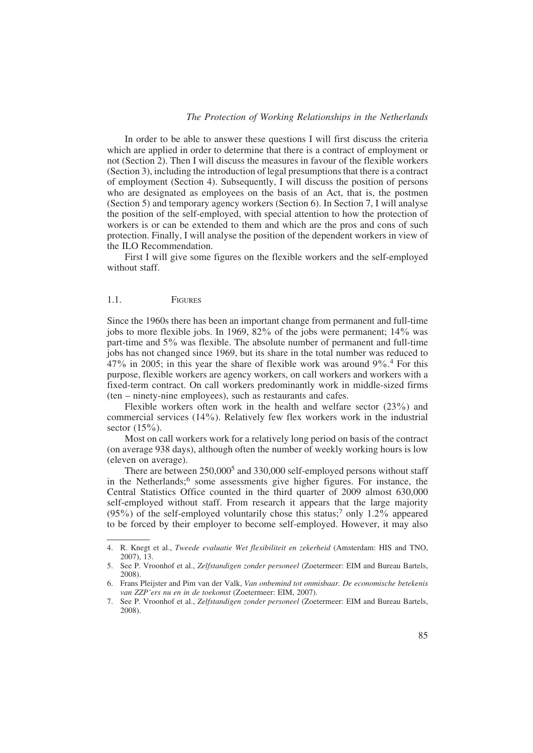In order to be able to answer these questions I will first discuss the criteria which are applied in order to determine that there is a contract of employment or not (Section 2). Then I will discuss the measures in favour of the flexible workers (Section 3), including the introduction of legal presumptions that there is a contract of employment (Section 4). Subsequently, I will discuss the position of persons who are designated as employees on the basis of an Act, that is, the postmen (Section 5) and temporary agency workers (Section 6). In Section 7, I will analyse the position of the self-employed, with special attention to how the protection of workers is or can be extended to them and which are the pros and cons of such protection. Finally, I will analyse the position of the dependent workers in view of the ILO Recommendation.

First I will give some figures on the flexible workers and the self-employed without staff.

### 1.1. Figures

Since the 1960s there has been an important change from permanent and full-time jobs to more flexible jobs. In 1969, 82% of the jobs were permanent; 14% was part-time and 5% was flexible. The absolute number of permanent and full-time jobs has not changed since 1969, but its share in the total number was reduced to 47% in 2005; in this year the share of flexible work was around 9%.[4] For this purpose, flexible workers are agency workers, on call workers and workers with a fixed-term contract. On call workers predominantly work in middle-sized firms (ten – ninety-nine employees), such as restaurants and cafes.

Flexible workers often work in the health and welfare sector (23%) and commercial services (14%). Relatively few flex workers work in the industrial sector (15%).

Most on call workers work for a relatively long period on basis of the contract (on average 938 days), although often the number of weekly working hours is low (eleven on average).

There are between 250,000[5] and 330,000 self-employed persons without staff in the Netherlands;[6] some assessments give higher figures. For instance, the Central Statistics Office counted in the third quarter of 2009 almost 630,000 self-employed without staff. From research it appears that the large majority (95%) of the self-employed voluntarily chose this status;[7] only 1.2% appeared to be forced by their employer to become self-employed. However, it may also

---

4. R. Knegt et al., *Tweede evaluatie Wet flexibiliteit en zekerheid* (Amsterdam: HIS and TNO, 2007), 13.
5. See P. Vroonhof et al., *Zelfstandigen zonder personeel* (Zoetermeer: EIM and Bureau Bartels, 2008).
6. Frans Pleijster and Pim van der Valk, *Van onbemind tot onmisbaar. De economische betekenis van ZZP'ers nu en in de toekomst* (Zoetermeer: EIM, 2007).
7. See P. Vroonhof et al., *Zelfstandigen zonder personeel* (Zoetermeer: EIM and Bureau Bartels, 2008).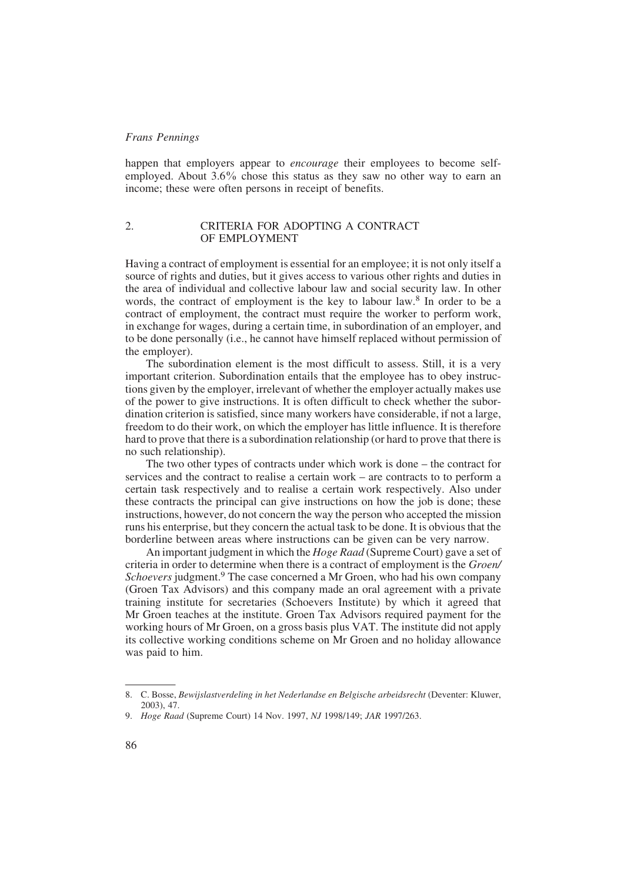happen that employers appear to *encourage* their employees to become self-employed. About 3.6% chose this status as they saw no other way to earn an income; these were often persons in receipt of benefits.

## 2. CRITERIA FOR ADOPTING A CONTRACT OF EMPLOYMENT

Having a contract of employment is essential for an employee; it is not only itself a source of rights and duties, but it gives access to various other rights and duties in the area of individual and collective labour law and social security law. In other words, the contract of employment is the key to labour law.[8] In order to be a contract of employment, the contract must require the worker to perform work, in exchange for wages, during a certain time, in subordination of an employer, and to be done personally (i.e., he cannot have himself replaced without permission of the employer).

The subordination element is the most difficult to assess. Still, it is a very important criterion. Subordination entails that the employee has to obey instructions given by the employer, irrelevant of whether the employer actually makes use of the power to give instructions. It is often difficult to check whether the subordination criterion is satisfied, since many workers have considerable, if not a large, freedom to do their work, on which the employer has little influence. It is therefore hard to prove that there is a subordination relationship (or hard to prove that there is no such relationship).

The two other types of contracts under which work is done – the contract for services and the contract to realise a certain work – are contracts to to perform a certain task respectively and to realise a certain work respectively. Also under these contracts the principal can give instructions on how the job is done; these instructions, however, do not concern the way the person who accepted the mission runs his enterprise, but they concern the actual task to be done. It is obvious that the borderline between areas where instructions can be given can be very narrow.

An important judgment in which the *Hoge Raad* (Supreme Court) gave a set of criteria in order to determine when there is a contract of employment is the *Groen/Schoevers* judgment.[9] The case concerned a Mr Groen, who had his own company (Groen Tax Advisors) and this company made an oral agreement with a private training institute for secretaries (Schoevers Institute) by which it agreed that Mr Groen teaches at the institute. Groen Tax Advisors required payment for the working hours of Mr Groen, on a gross basis plus VAT. The institute did not apply its collective working conditions scheme on Mr Groen and no holiday allowance was paid to him.

---

8. C. Bosse, *Bewijslastverdeling in het Nederlandse en Belgische arbeidsrecht* (Deventer: Kluwer, 2003), 47.

9. *Hoge Raad* (Supreme Court) 14 Nov. 1997, *NJ* 1998/149; *JAR* 1997/263.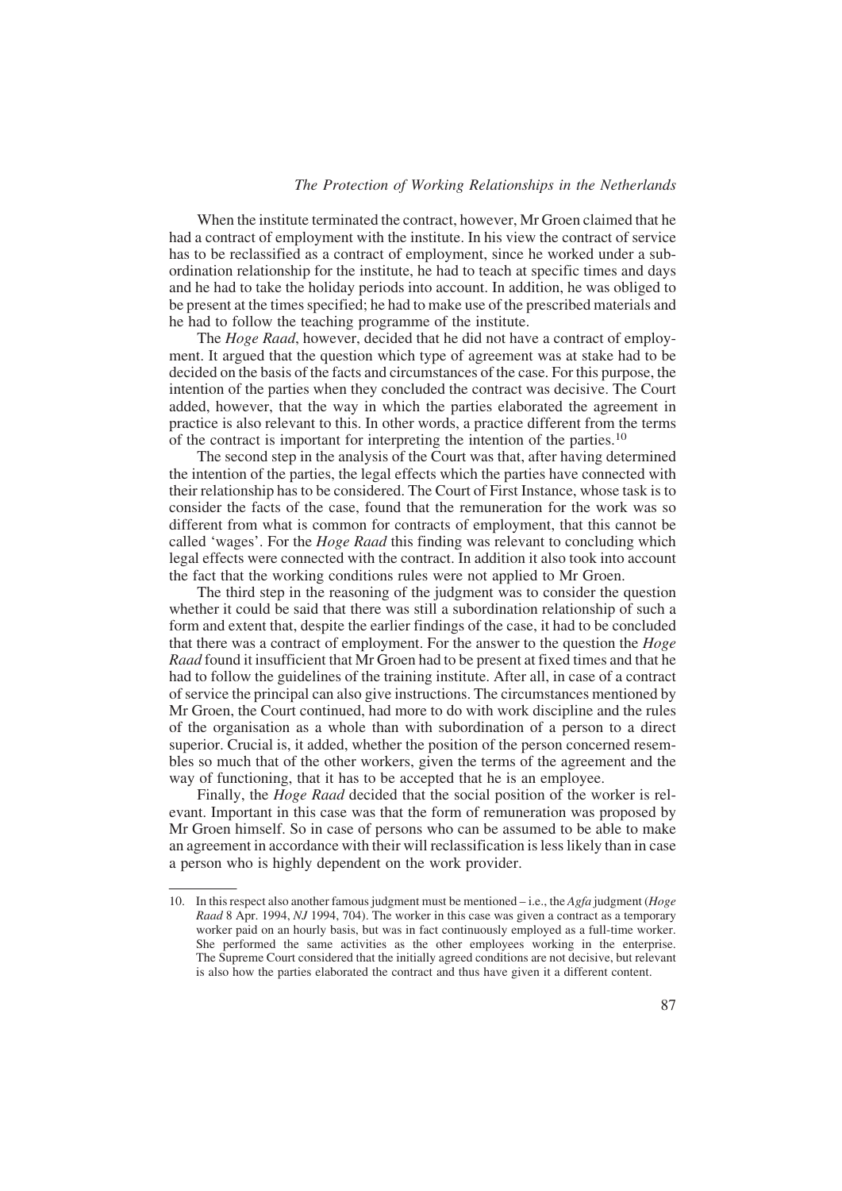When the institute terminated the contract, however, Mr Groen claimed that he had a contract of employment with the institute. In his view the contract of service has to be reclassified as a contract of employment, since he worked under a subordination relationship for the institute, he had to teach at specific times and days and he had to take the holiday periods into account. In addition, he was obliged to be present at the times specified; he had to make use of the prescribed materials and he had to follow the teaching programme of the institute.

The *Hoge Raad*, however, decided that he did not have a contract of employment. It argued that the question which type of agreement was at stake had to be decided on the basis of the facts and circumstances of the case. For this purpose, the intention of the parties when they concluded the contract was decisive. The Court added, however, that the way in which the parties elaborated the agreement in practice is also relevant to this. In other words, a practice different from the terms of the contract is important for interpreting the intention of the parties.[10]

The second step in the analysis of the Court was that, after having determined the intention of the parties, the legal effects which the parties have connected with their relationship has to be considered. The Court of First Instance, whose task is to consider the facts of the case, found that the remuneration for the work was so different from what is common for contracts of employment, that this cannot be called 'wages'. For the *Hoge Raad* this finding was relevant to concluding which legal effects were connected with the contract. In addition it also took into account the fact that the working conditions rules were not applied to Mr Groen.

The third step in the reasoning of the judgment was to consider the question whether it could be said that there was still a subordination relationship of such a form and extent that, despite the earlier findings of the case, it had to be concluded that there was a contract of employment. For the answer to the question the *Hoge Raad* found it insufficient that Mr Groen had to be present at fixed times and that he had to follow the guidelines of the training institute. After all, in case of a contract of service the principal can also give instructions. The circumstances mentioned by Mr Groen, the Court continued, had more to do with work discipline and the rules of the organisation as a whole than with subordination of a person to a direct superior. Crucial is, it added, whether the position of the person concerned resembles so much that of the other workers, given the terms of the agreement and the way of functioning, that it has to be accepted that he is an employee.

Finally, the *Hoge Raad* decided that the social position of the worker is relevant. Important in this case was that the form of remuneration was proposed by Mr Groen himself. So in case of persons who can be assumed to be able to make an agreement in accordance with their will reclassification is less likely than in case a person who is highly dependent on the work provider.

---

10. In this respect also another famous judgment must be mentioned – i.e., the *Agfa* judgment (*Hoge Raad* 8 Apr. 1994, *NJ* 1994, 704). The worker in this case was given a contract as a temporary worker paid on an hourly basis, but was in fact continuously employed as a full-time worker. She performed the same activities as the other employees working in the enterprise. The Supreme Court considered that the initially agreed conditions are not decisive, but relevant is also how the parties elaborated the contract and thus have given it a different content.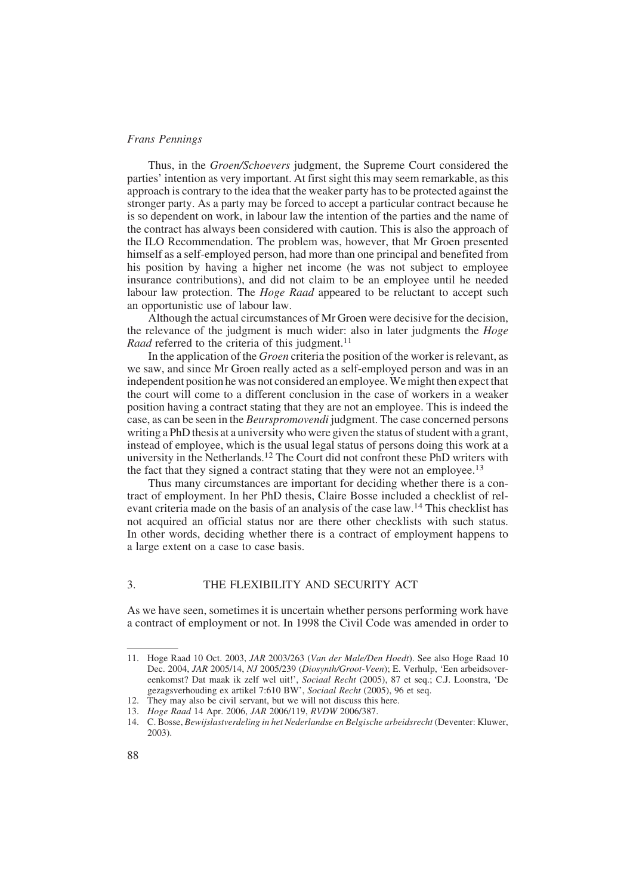Thus, in the *Groen/Schoevers* judgment, the Supreme Court considered the parties' intention as very important. At first sight this may seem remarkable, as this approach is contrary to the idea that the weaker party has to be protected against the stronger party. As a party may be forced to accept a particular contract because he is so dependent on work, in labour law the intention of the parties and the name of the contract has always been considered with caution. This is also the approach of the ILO Recommendation. The problem was, however, that Mr Groen presented himself as a self-employed person, had more than one principal and benefited from his position by having a higher net income (he was not subject to employee insurance contributions), and did not claim to be an employee until he needed labour law protection. The *Hoge Raad* appeared to be reluctant to accept such an opportunistic use of labour law.

Although the actual circumstances of Mr Groen were decisive for the decision, the relevance of the judgment is much wider: also in later judgments the *Hoge Raad* referred to the criteria of this judgment.[11]

In the application of the *Groen* criteria the position of the worker is relevant, as we saw, and since Mr Groen really acted as a self-employed person and was in an independent position he was not considered an employee. We might then expect that the court will come to a different conclusion in the case of workers in a weaker position having a contract stating that they are not an employee. This is indeed the case, as can be seen in the *Beurspromovendi* judgment. The case concerned persons writing a PhD thesis at a university who were given the status of student with a grant, instead of employee, which is the usual legal status of persons doing this work at a university in the Netherlands.[12] The Court did not confront these PhD writers with the fact that they signed a contract stating that they were not an employee.[13]

Thus many circumstances are important for deciding whether there is a contract of employment. In her PhD thesis, Claire Bosse included a checklist of relevant criteria made on the basis of an analysis of the case law.[14] This checklist has not acquired an official status nor are there other checklists with such status. In other words, deciding whether there is a contract of employment happens to a large extent on a case to case basis.

## 3. THE FLEXIBILITY AND SECURITY ACT

As we have seen, sometimes it is uncertain whether persons performing work have a contract of employment or not. In 1998 the Civil Code was amended in order to

---

11. Hoge Raad 10 Oct. 2003, *JAR* 2003/263 (*Van der Male/Den Hoedt*). See also Hoge Raad 10 Dec. 2004, *JAR* 2005/14, *NJ* 2005/239 (*Diosynth/Groot-Veen*); E. Verhulp, 'Een arbeidsovereenkomst? Dat maak ik zelf wel uit!', *Sociaal Recht* (2005), 87 et seq.; C.J. Loonstra, 'De gezagsverhouding ex artikel 7:610 BW', *Sociaal Recht* (2005), 96 et seq.
12. They may also be civil servant, but we will not discuss this here.
13. *Hoge Raad* 14 Apr. 2006, *JAR* 2006/119, *RVDW* 2006/387.
14. C. Bosse, *Bewijslastverdeling in het Nederlandse en Belgische arbeidsrecht* (Deventer: Kluwer, 2003).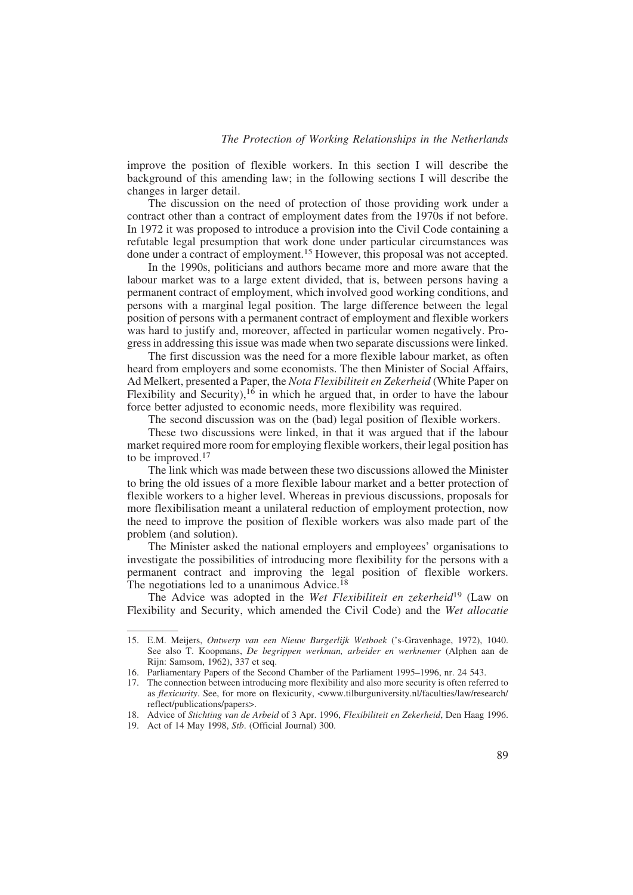improve the position of flexible workers. In this section I will describe the background of this amending law; in the following sections I will describe the changes in larger detail.

The discussion on the need of protection of those providing work under a contract other than a contract of employment dates from the 1970s if not before. In 1972 it was proposed to introduce a provision into the Civil Code containing a refutable legal presumption that work done under particular circumstances was done under a contract of employment.[15] However, this proposal was not accepted.

In the 1990s, politicians and authors became more and more aware that the labour market was to a large extent divided, that is, between persons having a permanent contract of employment, which involved good working conditions, and persons with a marginal legal position. The large difference between the legal position of persons with a permanent contract of employment and flexible workers was hard to justify and, moreover, affected in particular women negatively. Progress in addressing this issue was made when two separate discussions were linked.

The first discussion was the need for a more flexible labour market, as often heard from employers and some economists. The then Minister of Social Affairs, Ad Melkert, presented a Paper, the *Nota Flexibiliteit en Zekerheid* (White Paper on Flexibility and Security),[16] in which he argued that, in order to have the labour force better adjusted to economic needs, more flexibility was required.

The second discussion was on the (bad) legal position of flexible workers.

These two discussions were linked, in that it was argued that if the labour market required more room for employing flexible workers, their legal position has to be improved.[17]

The link which was made between these two discussions allowed the Minister to bring the old issues of a more flexible labour market and a better protection of flexible workers to a higher level. Whereas in previous discussions, proposals for more flexibilisation meant a unilateral reduction of employment protection, now the need to improve the position of flexible workers was also made part of the problem (and solution).

The Minister asked the national employers and employees' organisations to investigate the possibilities of introducing more flexibility for the persons with a permanent contract and improving the legal position of flexible workers. The negotiations led to a unanimous Advice.[18]

The Advice was adopted in the *Wet Flexibiliteit en zekerheid*[19] (Law on Flexibility and Security, which amended the Civil Code) and the *Wet allocatie*

---

15. E.M. Meijers, *Ontwerp van een Nieuw Burgerlijk Wetboek* ('s-Gravenhage, 1972), 1040. See also T. Koopmans, *De begrippen werkman, arbeider en werknemer* (Alphen aan de Rijn: Samsom, 1962), 337 et seq.
16. Parliamentary Papers of the Second Chamber of the Parliament 1995–1996, nr. 24 543.
17. The connection between introducing more flexibility and also more security is often referred to as *flexicurity*. See, for more on flexicurity, <www.tilburguniversity.nl/faculties/law/research/reflect/publications/papers>.
18. Advice of *Stichting van de Arbeid* of 3 Apr. 1996, *Flexibiliteit en Zekerheid*, Den Haag 1996.
19. Act of 14 May 1998, *Stb*. (Official Journal) 300.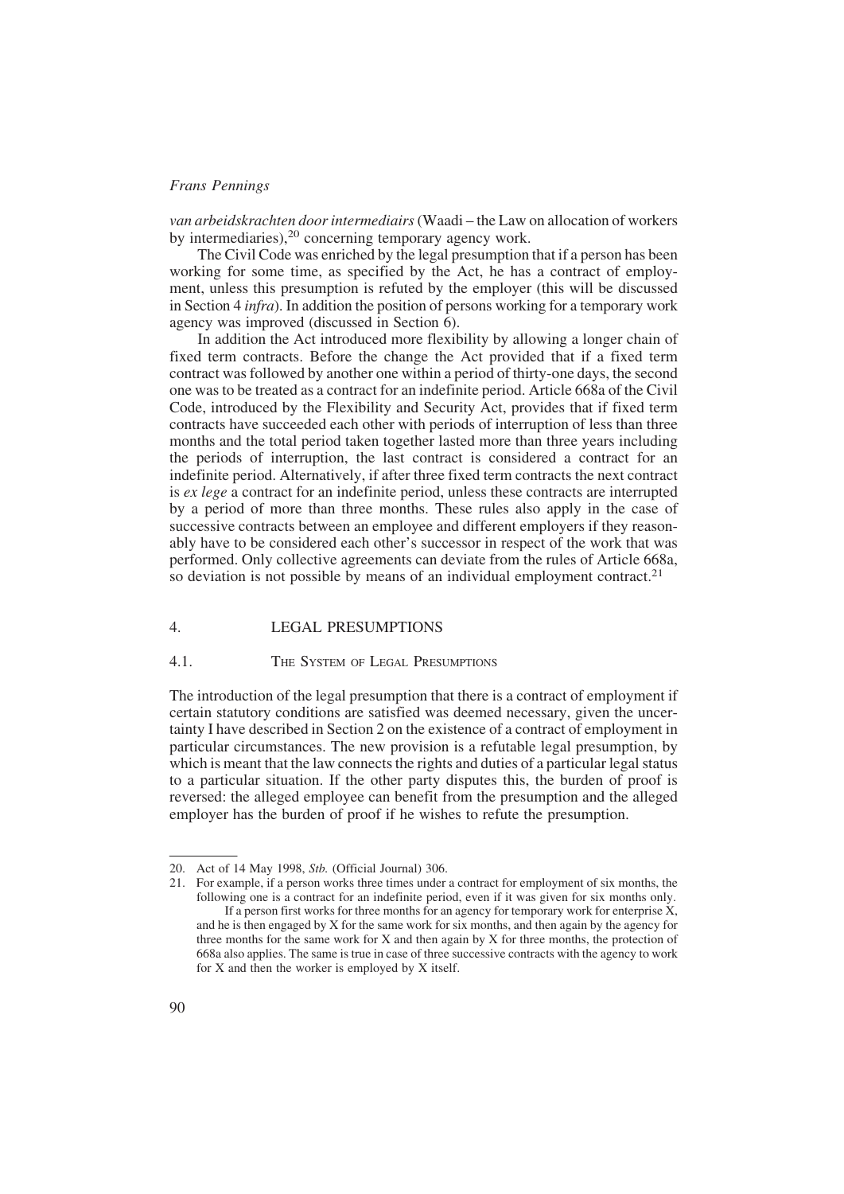*van arbeidskrachten door intermediairs* (Waadi – the Law on allocation of workers by intermediaries),[20] concerning temporary agency work.

The Civil Code was enriched by the legal presumption that if a person has been working for some time, as specified by the Act, he has a contract of employment, unless this presumption is refuted by the employer (this will be discussed in Section 4 *infra*). In addition the position of persons working for a temporary work agency was improved (discussed in Section 6).

In addition the Act introduced more flexibility by allowing a longer chain of fixed term contracts. Before the change the Act provided that if a fixed term contract was followed by another one within a period of thirty-one days, the second one was to be treated as a contract for an indefinite period. Article 668a of the Civil Code, introduced by the Flexibility and Security Act, provides that if fixed term contracts have succeeded each other with periods of interruption of less than three months and the total period taken together lasted more than three years including the periods of interruption, the last contract is considered a contract for an indefinite period. Alternatively, if after three fixed term contracts the next contract is *ex lege* a contract for an indefinite period, unless these contracts are interrupted by a period of more than three months. These rules also apply in the case of successive contracts between an employee and different employers if they reasonably have to be considered each other's successor in respect of the work that was performed. Only collective agreements can deviate from the rules of Article 668a, so deviation is not possible by means of an individual employment contract.[21]

## 4. LEGAL PRESUMPTIONS

### 4.1. THE SYSTEM OF LEGAL PRESUMPTIONS

The introduction of the legal presumption that there is a contract of employment if certain statutory conditions are satisfied was deemed necessary, given the uncertainty I have described in Section 2 on the existence of a contract of employment in particular circumstances. The new provision is a refutable legal presumption, by which is meant that the law connects the rights and duties of a particular legal status to a particular situation. If the other party disputes this, the burden of proof is reversed: the alleged employee can benefit from the presumption and the alleged employer has the burden of proof if he wishes to refute the presumption.

---

20. Act of 14 May 1998, *Stb.* (Official Journal) 306.

21. For example, if a person works three times under a contract for employment of six months, the following one is a contract for an indefinite period, even if it was given for six months only.
    If a person first works for three months for an agency for temporary work for enterprise X, and he is then engaged by X for the same work for six months, and then again by the agency for three months for the same work for X and then again by X for three months, the protection of 668a also applies. The same is true in case of three successive contracts with the agency to work for X and then the worker is employed by X itself.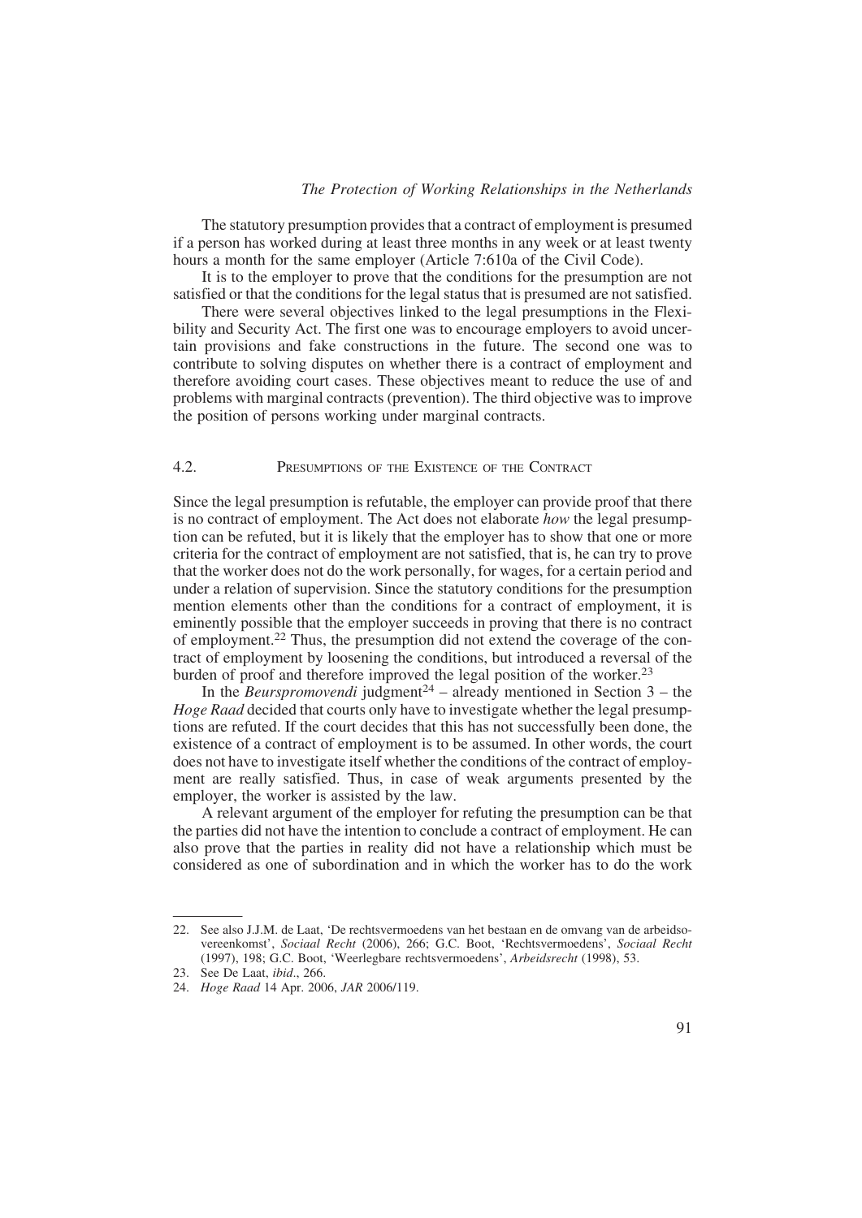The statutory presumption provides that a contract of employment is presumed if a person has worked during at least three months in any week or at least twenty hours a month for the same employer (Article 7:610a of the Civil Code).

It is to the employer to prove that the conditions for the presumption are not satisfied or that the conditions for the legal status that is presumed are not satisfied.

There were several objectives linked to the legal presumptions in the Flexibility and Security Act. The first one was to encourage employers to avoid uncertain provisions and fake constructions in the future. The second one was to contribute to solving disputes on whether there is a contract of employment and therefore avoiding court cases. These objectives meant to reduce the use of and problems with marginal contracts (prevention). The third objective was to improve the position of persons working under marginal contracts.

## 4.2. Presumptions of the Existence of the Contract

Since the legal presumption is refutable, the employer can provide proof that there is no contract of employment. The Act does not elaborate *how* the legal presumption can be refuted, but it is likely that the employer has to show that one or more criteria for the contract of employment are not satisfied, that is, he can try to prove that the worker does not do the work personally, for wages, for a certain period and under a relation of supervision. Since the statutory conditions for the presumption mention elements other than the conditions for a contract of employment, it is eminently possible that the employer succeeds in proving that there is no contract of employment.[22] Thus, the presumption did not extend the coverage of the contract of employment by loosening the conditions, but introduced a reversal of the burden of proof and therefore improved the legal position of the worker.[23]

In the *Beurspromovendi* judgment[24] – already mentioned in Section 3 – the *Hoge Raad* decided that courts only have to investigate whether the legal presumptions are refuted. If the court decides that this has not successfully been done, the existence of a contract of employment is to be assumed. In other words, the court does not have to investigate itself whether the conditions of the contract of employment are really satisfied. Thus, in case of weak arguments presented by the employer, the worker is assisted by the law.

A relevant argument of the employer for refuting the presumption can be that the parties did not have the intention to conclude a contract of employment. He can also prove that the parties in reality did not have a relationship which must be considered as one of subordination and in which the worker has to do the work

---

22. See also J.J.M. de Laat, 'De rechtsvermoedens van het bestaan en de omvang van de arbeidsovereenkomst', *Sociaal Recht* (2006), 266; G.C. Boot, 'Rechtsvermoedens', *Sociaal Recht* (1997), 198; G.C. Boot, 'Weerlegbare rechtsvermoedens', *Arbeidsrecht* (1998), 53.
23. See De Laat, *ibid*., 266.
24. *Hoge Raad* 14 Apr. 2006, *JAR* 2006/119.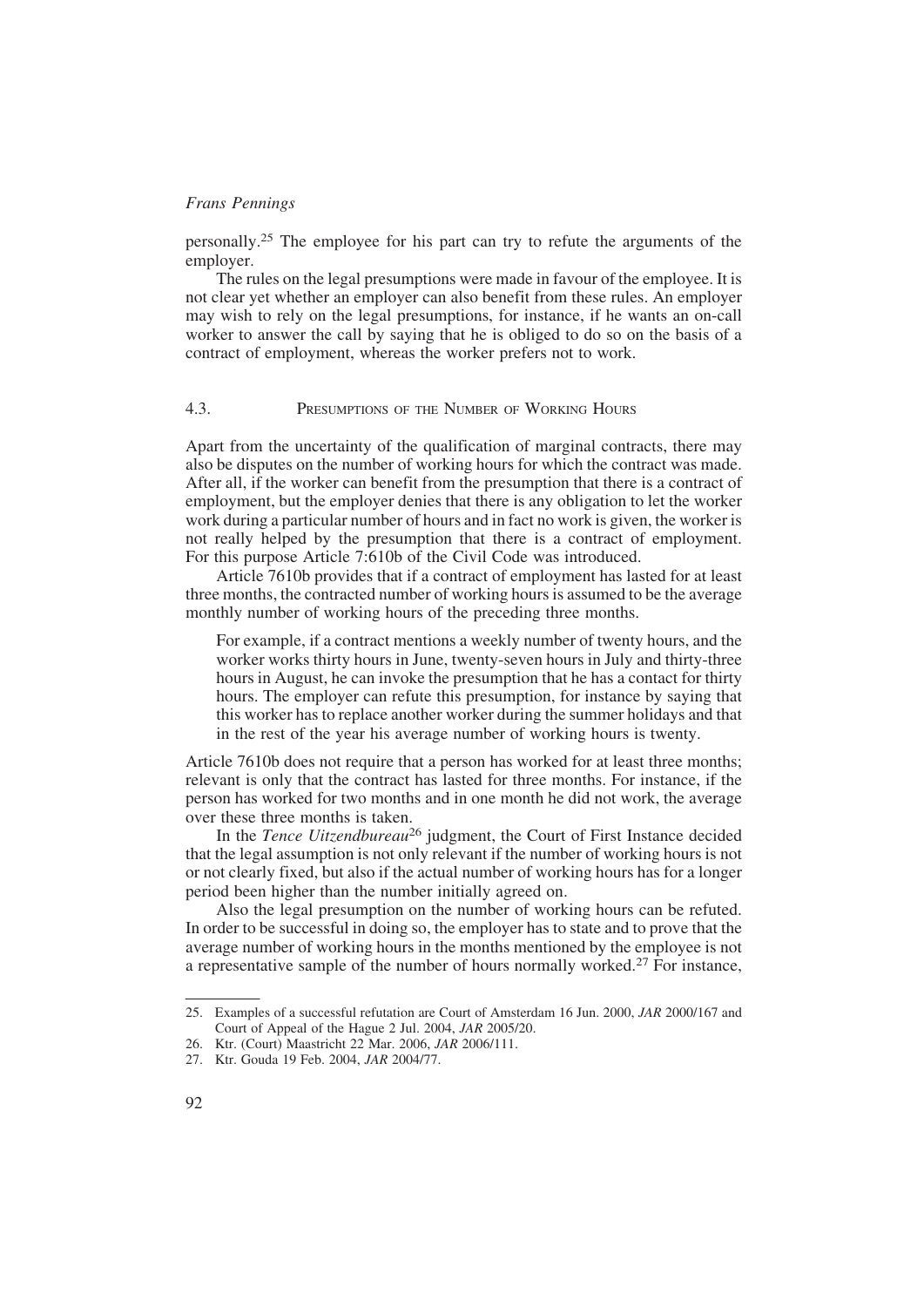personally.[25] The employee for his part can try to refute the arguments of the employer.

The rules on the legal presumptions were made in favour of the employee. It is not clear yet whether an employer can also benefit from these rules. An employer may wish to rely on the legal presumptions, for instance, if he wants an on-call worker to answer the call by saying that he is obliged to do so on the basis of a contract of employment, whereas the worker prefers not to work.

### 4.3. Presumptions of the Number of Working Hours

Apart from the uncertainty of the qualification of marginal contracts, there may also be disputes on the number of working hours for which the contract was made. After all, if the worker can benefit from the presumption that there is a contract of employment, but the employer denies that there is any obligation to let the worker work during a particular number of hours and in fact no work is given, the worker is not really helped by the presumption that there is a contract of employment. For this purpose Article 7:610b of the Civil Code was introduced.

Article 7610b provides that if a contract of employment has lasted for at least three months, the contracted number of working hours is assumed to be the average monthly number of working hours of the preceding three months.

> For example, if a contract mentions a weekly number of twenty hours, and the worker works thirty hours in June, twenty-seven hours in July and thirty-three hours in August, he can invoke the presumption that he has a contact for thirty hours. The employer can refute this presumption, for instance by saying that this worker has to replace another worker during the summer holidays and that in the rest of the year his average number of working hours is twenty.

Article 7610b does not require that a person has worked for at least three months; relevant is only that the contract has lasted for three months. For instance, if the person has worked for two months and in one month he did not work, the average over these three months is taken.

In the *Tence Uitzendbureau*[26] judgment, the Court of First Instance decided that the legal assumption is not only relevant if the number of working hours is not or not clearly fixed, but also if the actual number of working hours has for a longer period been higher than the number initially agreed on.

Also the legal presumption on the number of working hours can be refuted. In order to be successful in doing so, the employer has to state and to prove that the average number of working hours in the months mentioned by the employee is not a representative sample of the number of hours normally worked.[27] For instance,

---

25. Examples of a successful refutation are Court of Amsterdam 16 Jun. 2000, *JAR* 2000/167 and Court of Appeal of the Hague 2 Jul. 2004, *JAR* 2005/20.
26. Ktr. (Court) Maastricht 22 Mar. 2006, *JAR* 2006/111.
27. Ktr. Gouda 19 Feb. 2004, *JAR* 2004/77.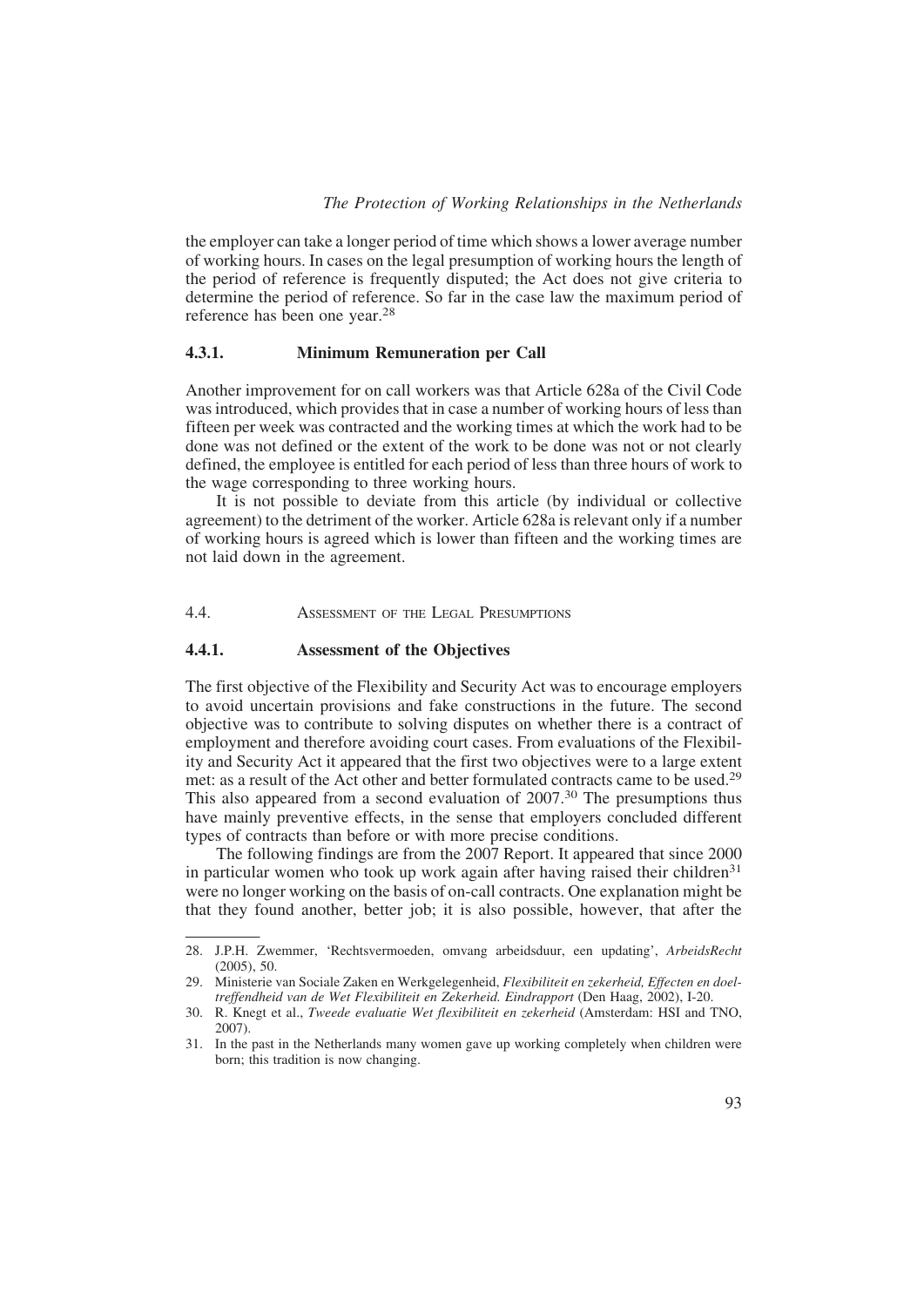the employer can take a longer period of time which shows a lower average number of working hours. In cases on the legal presumption of working hours the length of the period of reference is frequently disputed; the Act does not give criteria to determine the period of reference. So far in the case law the maximum period of reference has been one year.[28]

### 4.3.1. Minimum Remuneration per Call

Another improvement for on call workers was that Article 628a of the Civil Code was introduced, which provides that in case a number of working hours of less than fifteen per week was contracted and the working times at which the work had to be done was not defined or the extent of the work to be done was not or not clearly defined, the employee is entitled for each period of less than three hours of work to the wage corresponding to three working hours.

It is not possible to deviate from this article (by individual or collective agreement) to the detriment of the worker. Article 628a is relevant only if a number of working hours is agreed which is lower than fifteen and the working times are not laid down in the agreement.

## 4.4. Assessment of the Legal Presumptions

### 4.4.1. Assessment of the Objectives

The first objective of the Flexibility and Security Act was to encourage employers to avoid uncertain provisions and fake constructions in the future. The second objective was to contribute to solving disputes on whether there is a contract of employment and therefore avoiding court cases. From evaluations of the Flexibility and Security Act it appeared that the first two objectives were to a large extent met: as a result of the Act other and better formulated contracts came to be used.[29] This also appeared from a second evaluation of 2007.[30] The presumptions thus have mainly preventive effects, in the sense that employers concluded different types of contracts than before or with more precise conditions.

The following findings are from the 2007 Report. It appeared that since 2000 in particular women who took up work again after having raised their children[31] were no longer working on the basis of on-call contracts. One explanation might be that they found another, better job; it is also possible, however, that after the

---

28. J.P.H. Zwemmer, 'Rechtsvermoeden, omvang arbeidsduur, een updating', *ArbeidsRecht* (2005), 50.
29. Ministerie van Sociale Zaken en Werkgelegenheid, *Flexibiliteit en zekerheid, Effecten en doeltreffendheid van de Wet Flexibiliteit en Zekerheid. Eindrapport* (Den Haag, 2002), I-20.
30. R. Knegt et al., *Tweede evaluatie Wet flexibiliteit en zekerheid* (Amsterdam: HSI and TNO, 2007).
31. In the past in the Netherlands many women gave up working completely when children were born; this tradition is now changing.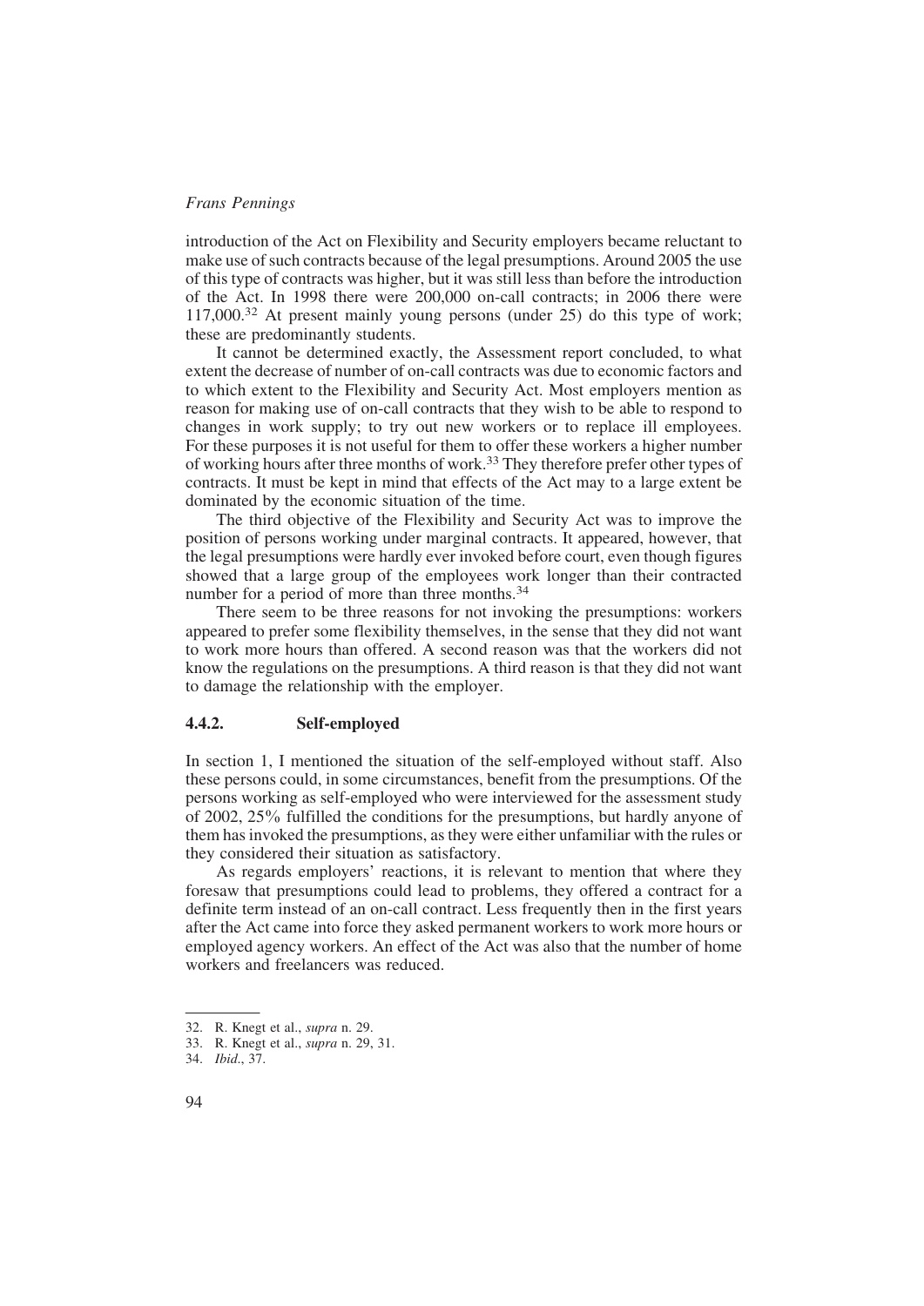introduction of the Act on Flexibility and Security employers became reluctant to make use of such contracts because of the legal presumptions. Around 2005 the use of this type of contracts was higher, but it was still less than before the introduction of the Act. In 1998 there were 200,000 on-call contracts; in 2006 there were 117,000.[32] At present mainly young persons (under 25) do this type of work; these are predominantly students.

It cannot be determined exactly, the Assessment report concluded, to what extent the decrease of number of on-call contracts was due to economic factors and to which extent to the Flexibility and Security Act. Most employers mention as reason for making use of on-call contracts that they wish to be able to respond to changes in work supply; to try out new workers or to replace ill employees. For these purposes it is not useful for them to offer these workers a higher number of working hours after three months of work.[33] They therefore prefer other types of contracts. It must be kept in mind that effects of the Act may to a large extent be dominated by the economic situation of the time.

The third objective of the Flexibility and Security Act was to improve the position of persons working under marginal contracts. It appeared, however, that the legal presumptions were hardly ever invoked before court, even though figures showed that a large group of the employees work longer than their contracted number for a period of more than three months.[34]

There seem to be three reasons for not invoking the presumptions: workers appeared to prefer some flexibility themselves, in the sense that they did not want to work more hours than offered. A second reason was that the workers did not know the regulations on the presumptions. A third reason is that they did not want to damage the relationship with the employer.

### 4.4.2. Self-employed

In section 1, I mentioned the situation of the self-employed without staff. Also these persons could, in some circumstances, benefit from the presumptions. Of the persons working as self-employed who were interviewed for the assessment study of 2002, 25% fulfilled the conditions for the presumptions, but hardly anyone of them has invoked the presumptions, as they were either unfamiliar with the rules or they considered their situation as satisfactory.

As regards employers' reactions, it is relevant to mention that where they foresaw that presumptions could lead to problems, they offered a contract for a definite term instead of an on-call contract. Less frequently then in the first years after the Act came into force they asked permanent workers to work more hours or employed agency workers. An effect of the Act was also that the number of home workers and freelancers was reduced.

32. R. Knegt et al., *supra* n. 29.
33. R. Knegt et al., *supra* n. 29, 31.
34. *Ibid*., 37.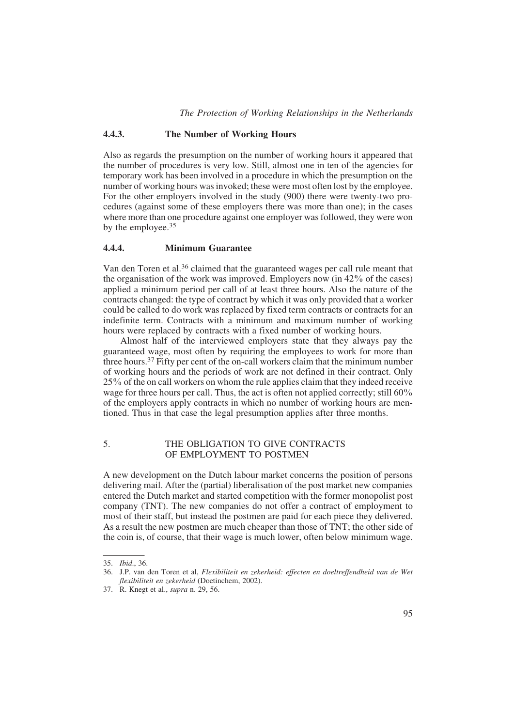#### 4.4.3. The Number of Working Hours

Also as regards the presumption on the number of working hours it appeared that the number of procedures is very low. Still, almost one in ten of the agencies for temporary work has been involved in a procedure in which the presumption on the number of working hours was invoked; these were most often lost by the employee. For the other employers involved in the study (900) there were twenty-two procedures (against some of these employers there was more than one); in the cases where more than one procedure against one employer was followed, they were won by the employee.[35]

#### 4.4.4. Minimum Guarantee

Van den Toren et al.[36] claimed that the guaranteed wages per call rule meant that the organisation of the work was improved. Employers now (in 42% of the cases) applied a minimum period per call of at least three hours. Also the nature of the contracts changed: the type of contract by which it was only provided that a worker could be called to do work was replaced by fixed term contracts or contracts for an indefinite term. Contracts with a minimum and maximum number of working hours were replaced by contracts with a fixed number of working hours.

Almost half of the interviewed employers state that they always pay the guaranteed wage, most often by requiring the employees to work for more than three hours.[37] Fifty per cent of the on-call workers claim that the minimum number of working hours and the periods of work are not defined in their contract. Only 25% of the on call workers on whom the rule applies claim that they indeed receive wage for three hours per call. Thus, the act is often not applied correctly; still 60% of the employers apply contracts in which no number of working hours are mentioned. Thus in that case the legal presumption applies after three months.

## 5. THE OBLIGATION TO GIVE CONTRACTS OF EMPLOYMENT TO POSTMEN

A new development on the Dutch labour market concerns the position of persons delivering mail. After the (partial) liberalisation of the post market new companies entered the Dutch market and started competition with the former monopolist post company (TNT). The new companies do not offer a contract of employment to most of their staff, but instead the postmen are paid for each piece they delivered. As a result the new postmen are much cheaper than those of TNT; the other side of the coin is, of course, that their wage is much lower, often below minimum wage.

35. *Ibid*., 36.

36. J.P. van den Toren et al, *Flexibiliteit en zekerheid: effecten en doeltreffendheid van de Wet flexibiliteit en zekerheid* (Doetinchem, 2002).

37. R. Knegt et al., *supra* n. 29, 56.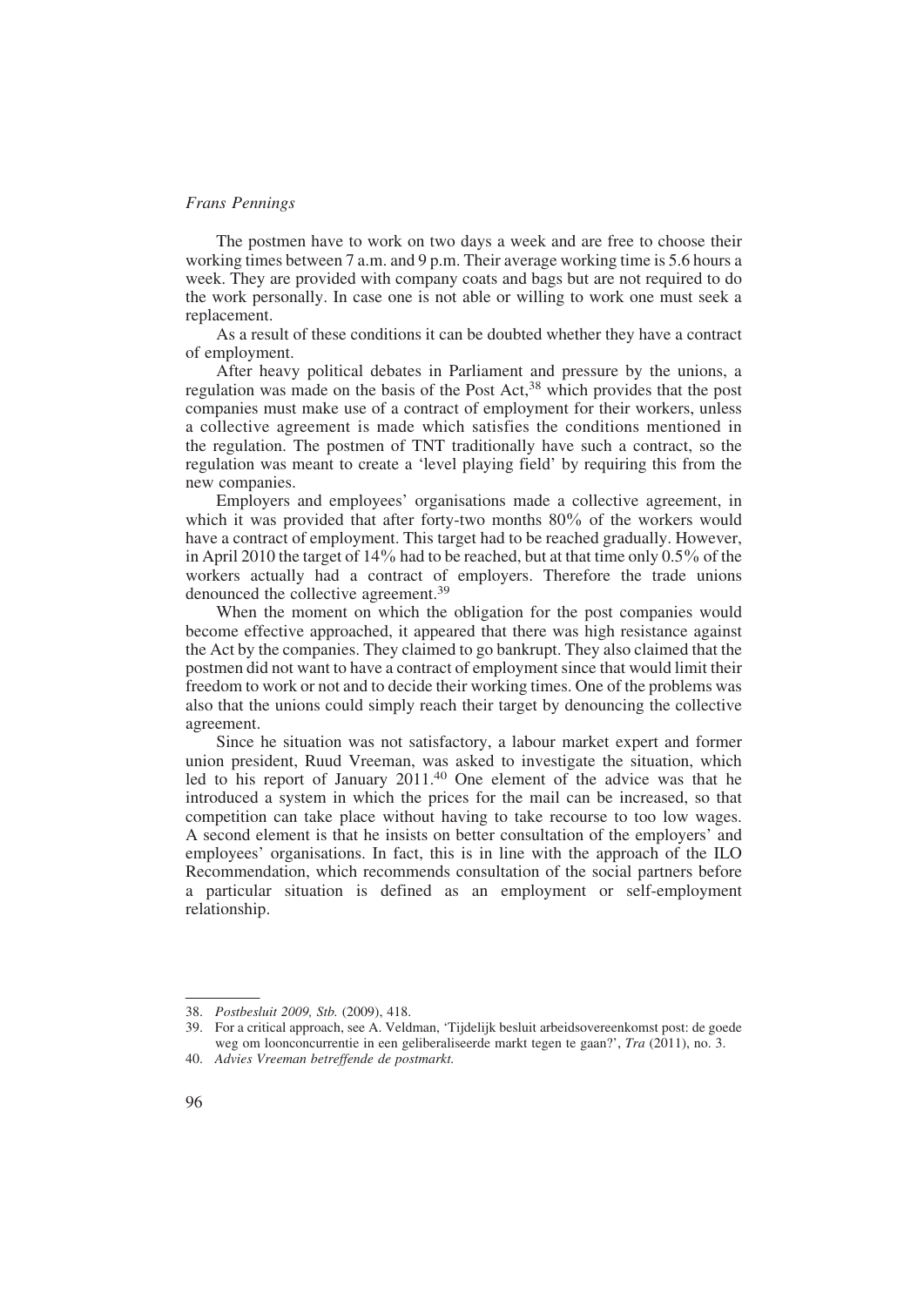The postmen have to work on two days a week and are free to choose their working times between 7 a.m. and 9 p.m. Their average working time is 5.6 hours a week. They are provided with company coats and bags but are not required to do the work personally. In case one is not able or willing to work one must seek a replacement.

As a result of these conditions it can be doubted whether they have a contract of employment.

After heavy political debates in Parliament and pressure by the unions, a regulation was made on the basis of the Post Act,[38] which provides that the post companies must make use of a contract of employment for their workers, unless a collective agreement is made which satisfies the conditions mentioned in the regulation. The postmen of TNT traditionally have such a contract, so the regulation was meant to create a 'level playing field' by requiring this from the new companies.

Employers and employees' organisations made a collective agreement, in which it was provided that after forty-two months 80% of the workers would have a contract of employment. This target had to be reached gradually. However, in April 2010 the target of 14% had to be reached, but at that time only 0.5% of the workers actually had a contract of employers. Therefore the trade unions denounced the collective agreement.[39]

When the moment on which the obligation for the post companies would become effective approached, it appeared that there was high resistance against the Act by the companies. They claimed to go bankrupt. They also claimed that the postmen did not want to have a contract of employment since that would limit their freedom to work or not and to decide their working times. One of the problems was also that the unions could simply reach their target by denouncing the collective agreement.

Since he situation was not satisfactory, a labour market expert and former union president, Ruud Vreeman, was asked to investigate the situation, which led to his report of January 2011.[40] One element of the advice was that he introduced a system in which the prices for the mail can be increased, so that competition can take place without having to take recourse to too low wages. A second element is that he insists on better consultation of the employers' and employees' organisations. In fact, this is in line with the approach of the ILO Recommendation, which recommends consultation of the social partners before a particular situation is defined as an employment or self-employment relationship.

---

38. *Postbesluit 2009, Stb.* (2009), 418.
39. For a critical approach, see A. Veldman, 'Tijdelijk besluit arbeidsovereenkomst post: de goede weg om looncoucurrentie in een geliberaliseerde markt tegen te gaan?', *Tra* (2011), no. 3.
40. *Advies Vreeman betreffende de postmarkt.*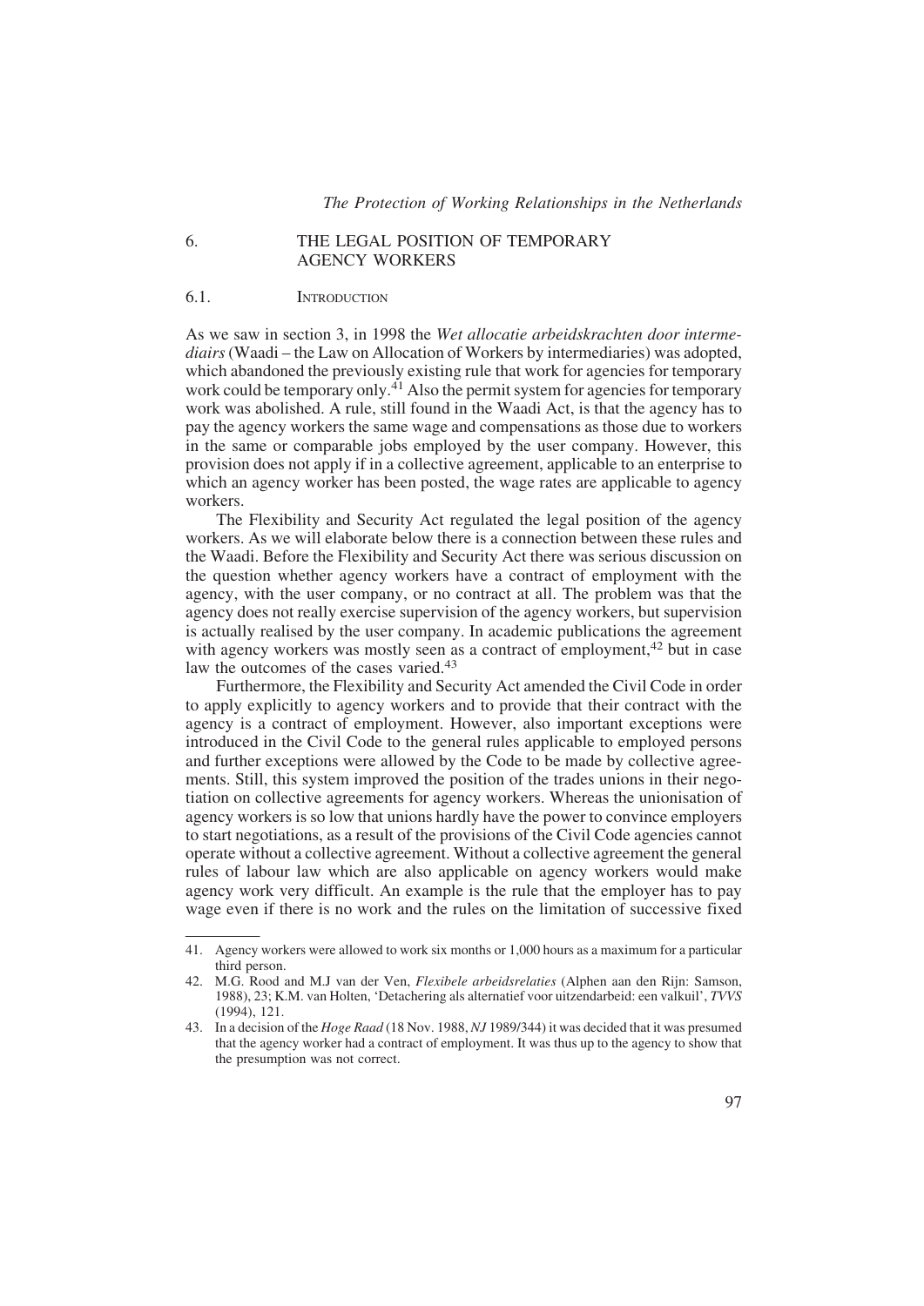## 6. THE LEGAL POSITION OF TEMPORARY AGENCY WORKERS

### 6.1. Introduction

As we saw in section 3, in 1998 the *Wet allocatie arbeidskrachten door intermediairs* (Waadi – the Law on Allocation of Workers by intermediaries) was adopted, which abandoned the previously existing rule that work for agencies for temporary work could be temporary only.[41] Also the permit system for agencies for temporary work was abolished. A rule, still found in the Waadi Act, is that the agency has to pay the agency workers the same wage and compensations as those due to workers in the same or comparable jobs employed by the user company. However, this provision does not apply if in a collective agreement, applicable to an enterprise to which an agency worker has been posted, the wage rates are applicable to agency workers.

The Flexibility and Security Act regulated the legal position of the agency workers. As we will elaborate below there is a connection between these rules and the Waadi. Before the Flexibility and Security Act there was serious discussion on the question whether agency workers have a contract of employment with the agency, with the user company, or no contract at all. The problem was that the agency does not really exercise supervision of the agency workers, but supervision is actually realised by the user company. In academic publications the agreement with agency workers was mostly seen as a contract of employment,[42] but in case law the outcomes of the cases varied.[43]

Furthermore, the Flexibility and Security Act amended the Civil Code in order to apply explicitly to agency workers and to provide that their contract with the agency is a contract of employment. However, also important exceptions were introduced in the Civil Code to the general rules applicable to employed persons and further exceptions were allowed by the Code to be made by collective agreements. Still, this system improved the position of the trades unions in their negotiation on collective agreements for agency workers. Whereas the unionisation of agency workers is so low that unions hardly have the power to convince employers to start negotiations, as a result of the provisions of the Civil Code agencies cannot operate without a collective agreement. Without a collective agreement the general rules of labour law which are also applicable on agency workers would make agency work very difficult. An example is the rule that the employer has to pay wage even if there is no work and the rules on the limitation of successive fixed

---

41. Agency workers were allowed to work six months or 1,000 hours as a maximum for a particular third person.

42. M.G. Rood and M.J van der Ven, *Flexibele arbeidsrelaties* (Alphen aan den Rijn: Samson, 1988), 23; K.M. van Holten, 'Detachering als alternatief voor uitzendarbeid: een valkuil', *TVVS* (1994), 121.

43. In a decision of the *Hoge Raad* (18 Nov. 1988, *NJ* 1989/344) it was decided that it was presumed that the agency worker had a contract of employment. It was thus up to the agency to show that the presumption was not correct.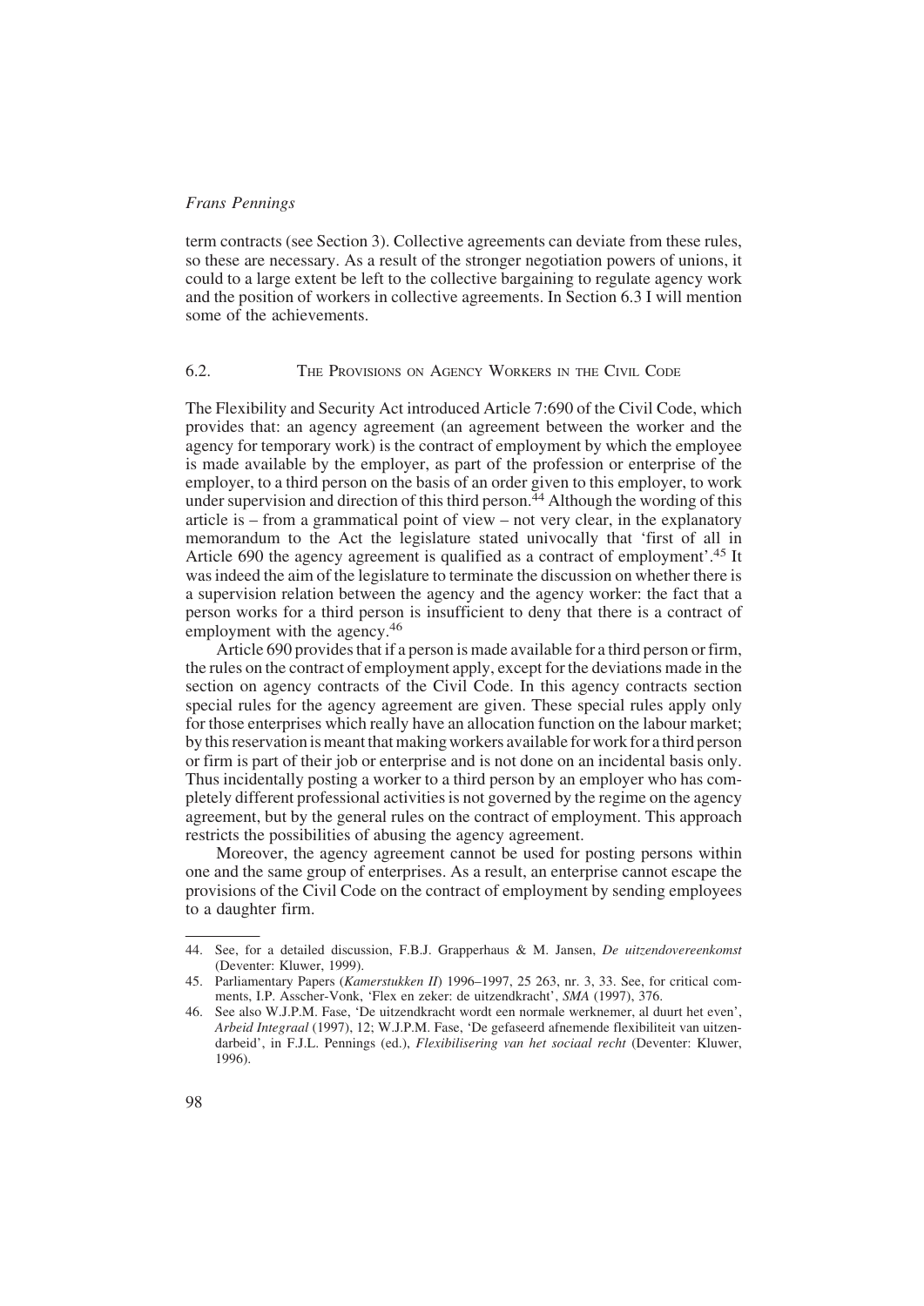term contracts (see Section 3). Collective agreements can deviate from these rules, so these are necessary. As a result of the stronger negotiation powers of unions, it could to a large extent be left to the collective bargaining to regulate agency work and the position of workers in collective agreements. In Section 6.3 I will mention some of the achievements.

### 6.2. The Provisions on Agency Workers in the Civil Code

The Flexibility and Security Act introduced Article 7:690 of the Civil Code, which provides that: an agency agreement (an agreement between the worker and the agency for temporary work) is the contract of employment by which the employee is made available by the employer, as part of the profession or enterprise of the employer, to a third person on the basis of an order given to this employer, to work under supervision and direction of this third person.[44] Although the wording of this article is – from a grammatical point of view – not very clear, in the explanatory memorandum to the Act the legislature stated univocally that 'first of all in Article 690 the agency agreement is qualified as a contract of employment'.[45] It was indeed the aim of the legislature to terminate the discussion on whether there is a supervision relation between the agency and the agency worker: the fact that a person works for a third person is insufficient to deny that there is a contract of employment with the agency.[46]

Article 690 provides that if a person is made available for a third person or firm, the rules on the contract of employment apply, except for the deviations made in the section on agency contracts of the Civil Code. In this agency contracts section special rules for the agency agreement are given. These special rules apply only for those enterprises which really have an allocation function on the labour market; by this reservation is meant that making workers available for work for a third person or firm is part of their job or enterprise and is not done on an incidental basis only. Thus incidentally posting a worker to a third person by an employer who has completely different professional activities is not governed by the regime on the agency agreement, but by the general rules on the contract of employment. This approach restricts the possibilities of abusing the agency agreement.

Moreover, the agency agreement cannot be used for posting persons within one and the same group of enterprises. As a result, an enterprise cannot escape the provisions of the Civil Code on the contract of employment by sending employees to a daughter firm.

---

44. See, for a detailed discussion, F.B.J. Grapperhaus & M. Jansen, *De uitzendovereenkomst* (Deventer: Kluwer, 1999).
45. Parliamentary Papers (*Kamerstukken II*) 1996–1997, 25 263, nr. 3, 33. See, for critical comments, I.P. Asscher-Vonk, 'Flex en zeker: de uitzendkracht', *SMA* (1997), 376.
46. See also W.J.P.M. Fase, 'De uitzendkracht wordt een normale werknemer, al duurt het even', *Arbeid Integraal* (1997), 12; W.J.P.M. Fase, 'De gefaseerd afnemende flexibiliteit van uitzendarbeid', in F.J.L. Pennings (ed.), *Flexibilisering van het sociaal recht* (Deventer: Kluwer, 1996).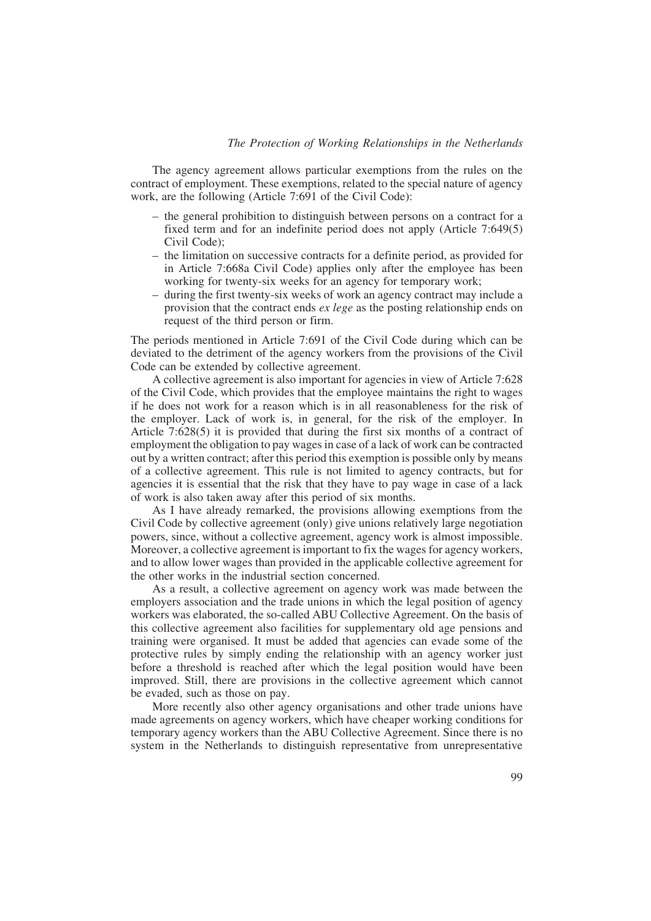The agency agreement allows particular exemptions from the rules on the contract of employment. These exemptions, related to the special nature of agency work, are the following (Article 7:691 of the Civil Code):

– the general prohibition to distinguish between persons on a contract for a fixed term and for an indefinite period does not apply (Article 7:649(5) Civil Code);
– the limitation on successive contracts for a definite period, as provided for in Article 7:668a Civil Code) applies only after the employee has been working for twenty-six weeks for an agency for temporary work;
– during the first twenty-six weeks of work an agency contract may include a provision that the contract ends *ex lege* as the posting relationship ends on request of the third person or firm.

The periods mentioned in Article 7:691 of the Civil Code during which can be deviated to the detriment of the agency workers from the provisions of the Civil Code can be extended by collective agreement.

A collective agreement is also important for agencies in view of Article 7:628 of the Civil Code, which provides that the employee maintains the right to wages if he does not work for a reason which is in all reasonableness for the risk of the employer. Lack of work is, in general, for the risk of the employer. In Article 7:628(5) it is provided that during the first six months of a contract of employment the obligation to pay wages in case of a lack of work can be contracted out by a written contract; after this period this exemption is possible only by means of a collective agreement. This rule is not limited to agency contracts, but for agencies it is essential that the risk that they have to pay wage in case of a lack of work is also taken away after this period of six months.

As I have already remarked, the provisions allowing exemptions from the Civil Code by collective agreement (only) give unions relatively large negotiation powers, since, without a collective agreement, agency work is almost impossible. Moreover, a collective agreement is important to fix the wages for agency workers, and to allow lower wages than provided in the applicable collective agreement for the other works in the industrial section concerned.

As a result, a collective agreement on agency work was made between the employers association and the trade unions in which the legal position of agency workers was elaborated, the so-called ABU Collective Agreement. On the basis of this collective agreement also facilities for supplementary old age pensions and training were organised. It must be added that agencies can evade some of the protective rules by simply ending the relationship with an agency worker just before a threshold is reached after which the legal position would have been improved. Still, there are provisions in the collective agreement which cannot be evaded, such as those on pay.

More recently also other agency organisations and other trade unions have made agreements on agency workers, which have cheaper working conditions for temporary agency workers than the ABU Collective Agreement. Since there is no system in the Netherlands to distinguish representative from unrepresentative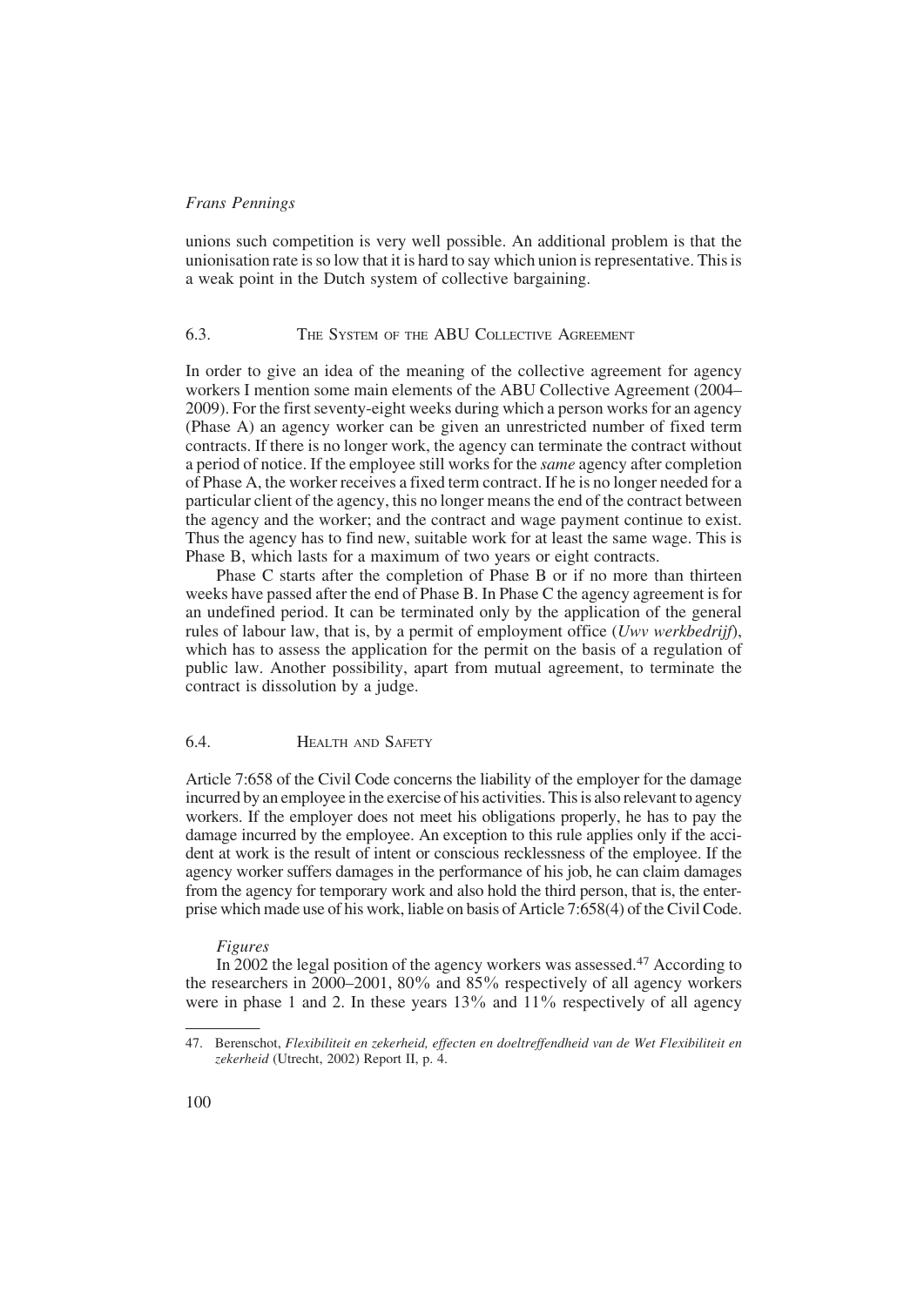unions such competition is very well possible. An additional problem is that the unionisation rate is so low that it is hard to say which union is representative. This is a weak point in the Dutch system of collective bargaining.

## 6.3. The System of the ABU Collective Agreement

In order to give an idea of the meaning of the collective agreement for agency workers I mention some main elements of the ABU Collective Agreement (2004–2009). For the first seventy-eight weeks during which a person works for an agency (Phase A) an agency worker can be given an unrestricted number of fixed term contracts. If there is no longer work, the agency can terminate the contract without a period of notice. If the employee still works for the *same* agency after completion of Phase A, the worker receives a fixed term contract. If he is no longer needed for a particular client of the agency, this no longer means the end of the contract between the agency and the worker; and the contract and wage payment continue to exist. Thus the agency has to find new, suitable work for at least the same wage. This is Phase B, which lasts for a maximum of two years or eight contracts.

Phase C starts after the completion of Phase B or if no more than thirteen weeks have passed after the end of Phase B. In Phase C the agency agreement is for an undefined period. It can be terminated only by the application of the general rules of labour law, that is, by a permit of employment office (*Uwv werkbedrijf*), which has to assess the application for the permit on the basis of a regulation of public law. Another possibility, apart from mutual agreement, to terminate the contract is dissolution by a judge.

## 6.4. Health and Safety

Article 7:658 of the Civil Code concerns the liability of the employer for the damage incurred by an employee in the exercise of his activities. This is also relevant to agency workers. If the employer does not meet his obligations properly, he has to pay the damage incurred by the employee. An exception to this rule applies only if the accident at work is the result of intent or conscious recklessness of the employee. If the agency worker suffers damages in the performance of his job, he can claim damages from the agency for temporary work and also hold the third person, that is, the enterprise which made use of his work, liable on basis of Article 7:658(4) of the Civil Code.

*Figures*

In 2002 the legal position of the agency workers was assessed.[47] According to the researchers in 2000–2001, 80% and 85% respectively of all agency workers were in phase 1 and 2. In these years 13% and 11% respectively of all agency

---

47. Berenschot, *Flexibiliteit en zekerheid, effecten en doeltreffendheid van de Wet Flexibiliteit en zekerheid* (Utrecht, 2002) Report II, p. 4.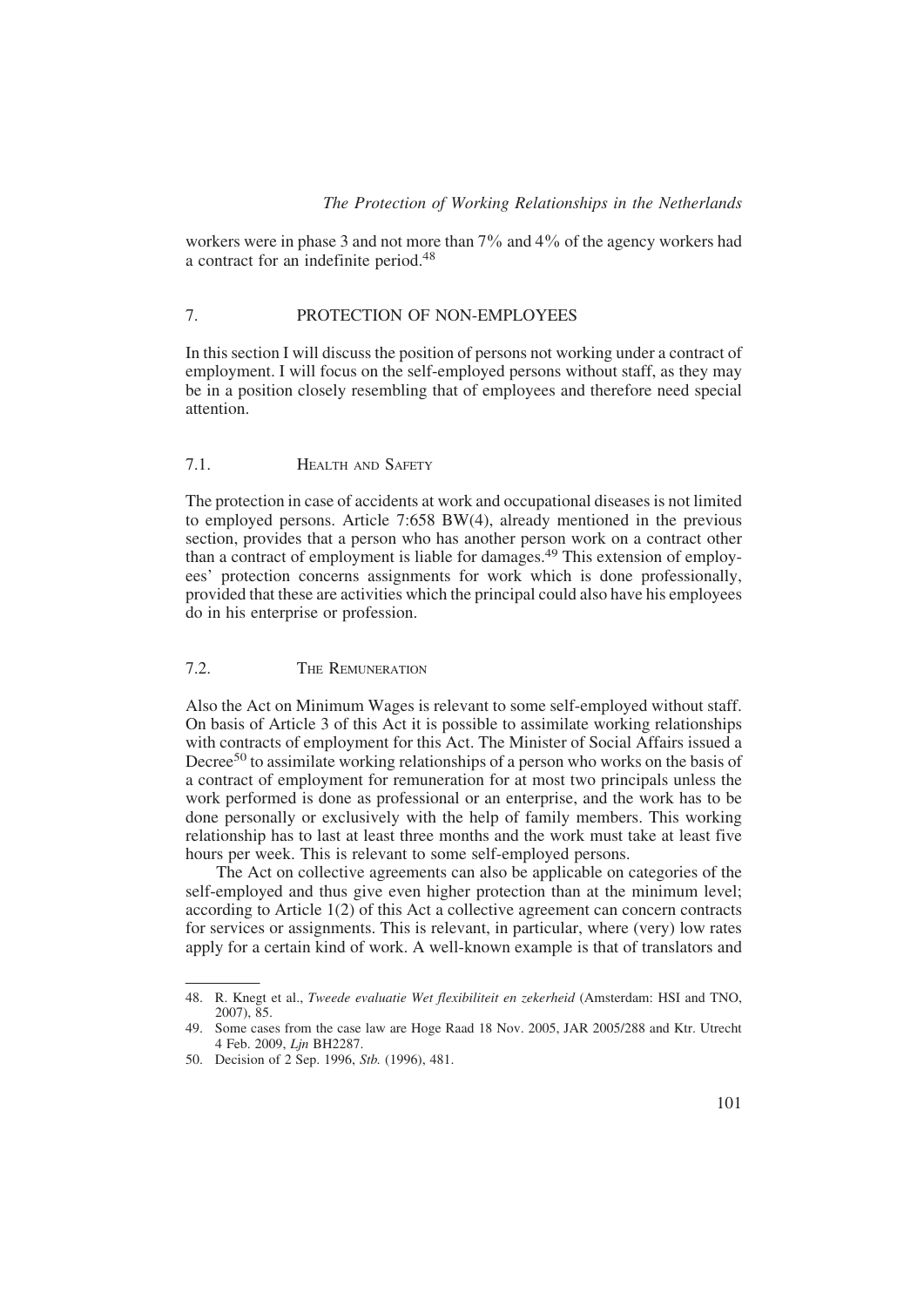workers were in phase 3 and not more than 7% and 4% of the agency workers had a contract for an indefinite period.[48]

## 7. PROTECTION OF NON-EMPLOYEES

In this section I will discuss the position of persons not working under a contract of employment. I will focus on the self-employed persons without staff, as they may be in a position closely resembling that of employees and therefore need special attention.

### 7.1. Health and Safety

The protection in case of accidents at work and occupational diseases is not limited to employed persons. Article 7:658 BW(4), already mentioned in the previous section, provides that a person who has another person work on a contract other than a contract of employment is liable for damages.[49] This extension of employees' protection concerns assignments for work which is done professionally, provided that these are activities which the principal could also have his employees do in his enterprise or profession.

### 7.2. The Remuneration

Also the Act on Minimum Wages is relevant to some self-employed without staff. On basis of Article 3 of this Act it is possible to assimilate working relationships with contracts of employment for this Act. The Minister of Social Affairs issued a Decree[50] to assimilate working relationships of a person who works on the basis of a contract of employment for remuneration for at most two principals unless the work performed is done as professional or an enterprise, and the work has to be done personally or exclusively with the help of family members. This working relationship has to last at least three months and the work must take at least five hours per week. This is relevant to some self-employed persons.

The Act on collective agreements can also be applicable on categories of the self-employed and thus give even higher protection than at the minimum level; according to Article 1(2) of this Act a collective agreement can concern contracts for services or assignments. This is relevant, in particular, where (very) low rates apply for a certain kind of work. A well-known example is that of translators and

---

48. R. Knegt et al., *Tweede evaluatie Wet flexibiliteit en zekerheid* (Amsterdam: HSI and TNO, 2007), 85.

49. Some cases from the case law are Hoge Raad 18 Nov. 2005, JAR 2005/288 and Ktr. Utrecht 4 Feb. 2009, *Ljn* BH2287.

50. Decision of 2 Sep. 1996, *Stb.* (1996), 481.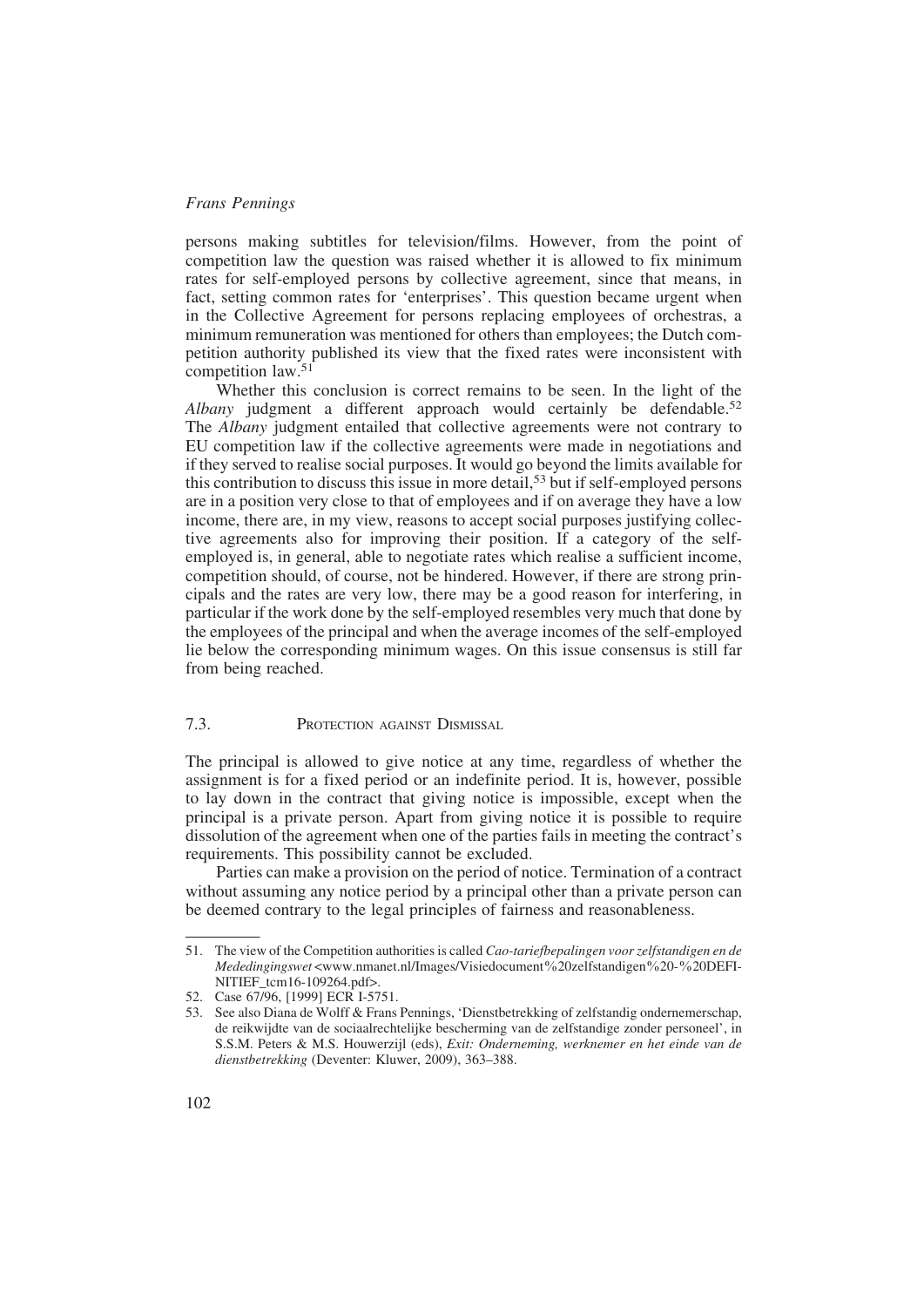persons making subtitles for television/films. However, from the point of competition law the question was raised whether it is allowed to fix minimum rates for self-employed persons by collective agreement, since that means, in fact, setting common rates for 'enterprises'. This question became urgent when in the Collective Agreement for persons replacing employees of orchestras, a minimum remuneration was mentioned for others than employees; the Dutch competition authority published its view that the fixed rates were inconsistent with competition law.[51]

Whether this conclusion is correct remains to be seen. In the light of the *Albany* judgment a different approach would certainly be defendable.[52] The *Albany* judgment entailed that collective agreements were not contrary to EU competition law if the collective agreements were made in negotiations and if they served to realise social purposes. It would go beyond the limits available for this contribution to discuss this issue in more detail,[53] but if self-employed persons are in a position very close to that of employees and if on average they have a low income, there are, in my view, reasons to accept social purposes justifying collective agreements also for improving their position. If a category of the self-employed is, in general, able to negotiate rates which realise a sufficient income, competition should, of course, not be hindered. However, if there are strong principals and the rates are very low, there may be a good reason for interfering, in particular if the work done by the self-employed resembles very much that done by the employees of the principal and when the average incomes of the self-employed lie below the corresponding minimum wages. On this issue consensus is still far from being reached.

### 7.3. Protection against Dismissal

The principal is allowed to give notice at any time, regardless of whether the assignment is for a fixed period or an indefinite period. It is, however, possible to lay down in the contract that giving notice is impossible, except when the principal is a private person. Apart from giving notice it is possible to require dissolution of the agreement when one of the parties fails in meeting the contract's requirements. This possibility cannot be excluded.

Parties can make a provision on the period of notice. Termination of a contract without assuming any notice period by a principal other than a private person can be deemed contrary to the legal principles of fairness and reasonableness.

---

51. The view of the Competition authorities is called *Cao-tariefbepalingen voor zelfstandigen en de Mededingingswet* <www.nmanet.nl/Images/Visiedocument%20zelfstandigen%20-%20DEFINITIEF_tcm16-109264.pdf>.
52. Case 67/96, [1999] ECR I-5751.
53. See also Diana de Wolff & Frans Pennings, 'Dienstbetrekking of zelfstandig ondernemerschap, de reikwijdte van de sociaalrechtelijke bescherming van de zelfstandige zonder personeel', in S.S.M. Peters & M.S. Houwerzijl (eds), *Exit: Onderneming, werknemer en het einde van de dienstbetrekking* (Deventer: Kluwer, 2009), 363–388.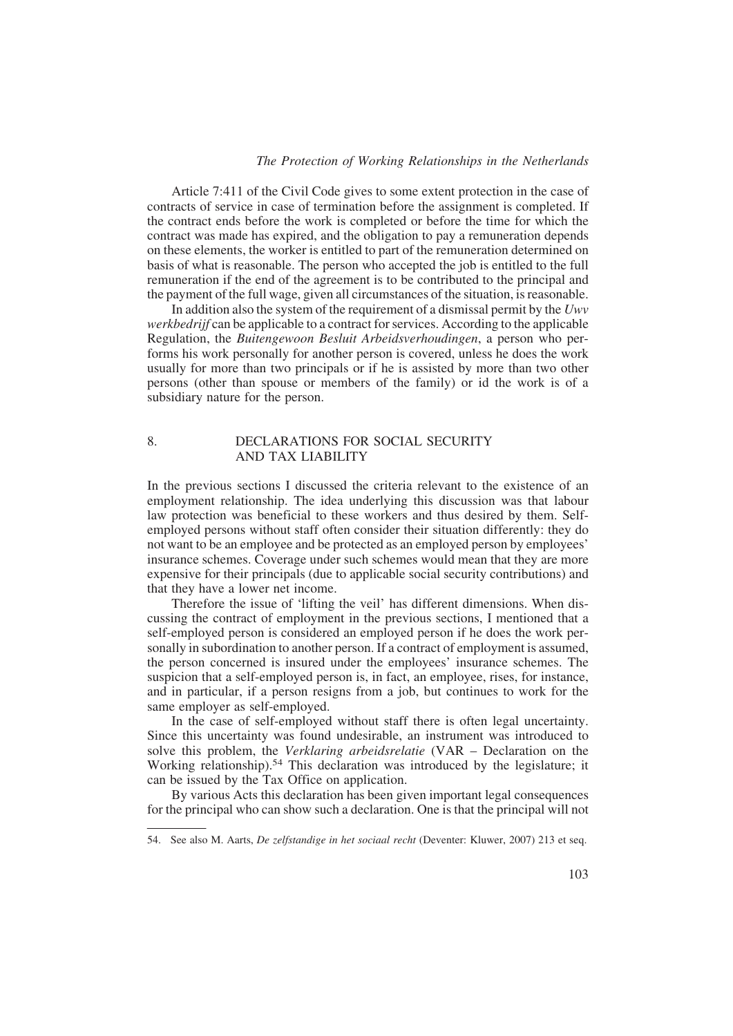Article 7:411 of the Civil Code gives to some extent protection in the case of contracts of service in case of termination before the assignment is completed. If the contract ends before the work is completed or before the time for which the contract was made has expired, and the obligation to pay a remuneration depends on these elements, the worker is entitled to part of the remuneration determined on basis of what is reasonable. The person who accepted the job is entitled to the full remuneration if the end of the agreement is to be contributed to the principal and the payment of the full wage, given all circumstances of the situation, is reasonable.

In addition also the system of the requirement of a dismissal permit by the *Uwv werkbedrijf* can be applicable to a contract for services. According to the applicable Regulation, the *Buitengewoon Besluit Arbeidsverhoudingen*, a person who performs his work personally for another person is covered, unless he does the work usually for more than two principals or if he is assisted by more than two other persons (other than spouse or members of the family) or id the work is of a subsidiary nature for the person.

## 8. DECLARATIONS FOR SOCIAL SECURITY AND TAX LIABILITY

In the previous sections I discussed the criteria relevant to the existence of an employment relationship. The idea underlying this discussion was that labour law protection was beneficial to these workers and thus desired by them. Self-employed persons without staff often consider their situation differently: they do not want to be an employee and be protected as an employed person by employees' insurance schemes. Coverage under such schemes would mean that they are more expensive for their principals (due to applicable social security contributions) and that they have a lower net income.

Therefore the issue of 'lifting the veil' has different dimensions. When discussing the contract of employment in the previous sections, I mentioned that a self-employed person is considered an employed person if he does the work personally in subordination to another person. If a contract of employment is assumed, the person concerned is insured under the employees' insurance schemes. The suspicion that a self-employed person is, in fact, an employee, rises, for instance, and in particular, if a person resigns from a job, but continues to work for the same employer as self-employed.

In the case of self-employed without staff there is often legal uncertainty. Since this uncertainty was found undesirable, an instrument was introduced to solve this problem, the *Verklaring arbeidsrelatie* (VAR – Declaration on the Working relationship).[54] This declaration was introduced by the legislature; it can be issued by the Tax Office on application.

By various Acts this declaration has been given important legal consequences for the principal who can show such a declaration. One is that the principal will not

54. See also M. Aarts, *De zelfstandige in het sociaal recht* (Deventer: Kluwer, 2007) 213 et seq.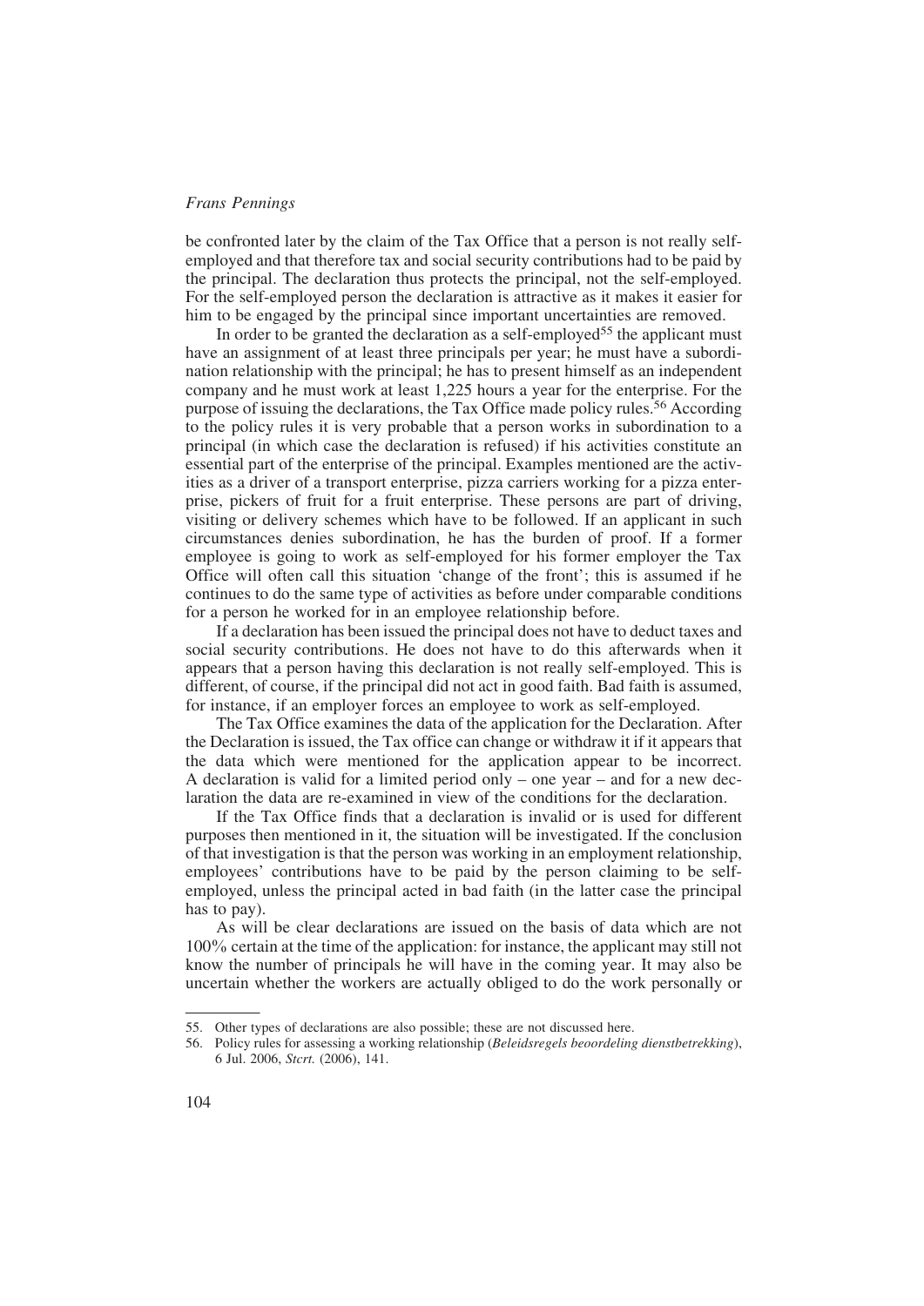be confronted later by the claim of the Tax Office that a person is not really self-employed and that therefore tax and social security contributions had to be paid by the principal. The declaration thus protects the principal, not the self-employed. For the self-employed person the declaration is attractive as it makes it easier for him to be engaged by the principal since important uncertainties are removed.

In order to be granted the declaration as a self-employed[55] the applicant must have an assignment of at least three principals per year; he must have a subordination relationship with the principal; he has to present himself as an independent company and he must work at least 1,225 hours a year for the enterprise. For the purpose of issuing the declarations, the Tax Office made policy rules.[56] According to the policy rules it is very probable that a person works in subordination to a principal (in which case the declaration is refused) if his activities constitute an essential part of the enterprise of the principal. Examples mentioned are the activities as a driver of a transport enterprise, pizza carriers working for a pizza enterprise, pickers of fruit for a fruit enterprise. These persons are part of driving, visiting or delivery schemes which have to be followed. If an applicant in such circumstances denies subordination, he has the burden of proof. If a former employee is going to work as self-employed for his former employer the Tax Office will often call this situation 'change of the front'; this is assumed if he continues to do the same type of activities as before under comparable conditions for a person he worked for in an employee relationship before.

If a declaration has been issued the principal does not have to deduct taxes and social security contributions. He does not have to do this afterwards when it appears that a person having this declaration is not really self-employed. This is different, of course, if the principal did not act in good faith. Bad faith is assumed, for instance, if an employer forces an employee to work as self-employed.

The Tax Office examines the data of the application for the Declaration. After the Declaration is issued, the Tax office can change or withdraw it if it appears that the data which were mentioned for the application appear to be incorrect. A declaration is valid for a limited period only – one year – and for a new declaration the data are re-examined in view of the conditions for the declaration.

If the Tax Office finds that a declaration is invalid or is used for different purposes then mentioned in it, the situation will be investigated. If the conclusion of that investigation is that the person was working in an employment relationship, employees' contributions have to be paid by the person claiming to be self-employed, unless the principal acted in bad faith (in the latter case the principal has to pay).

As will be clear declarations are issued on the basis of data which are not 100% certain at the time of the application: for instance, the applicant may still not know the number of principals he will have in the coming year. It may also be uncertain whether the workers are actually obliged to do the work personally or

---

55. Other types of declarations are also possible; these are not discussed here.

56. Policy rules for assessing a working relationship (*Beleidsregels beoordeling dienstbetrekking*), 6 Jul. 2006, *Stcrt.* (2006), 141.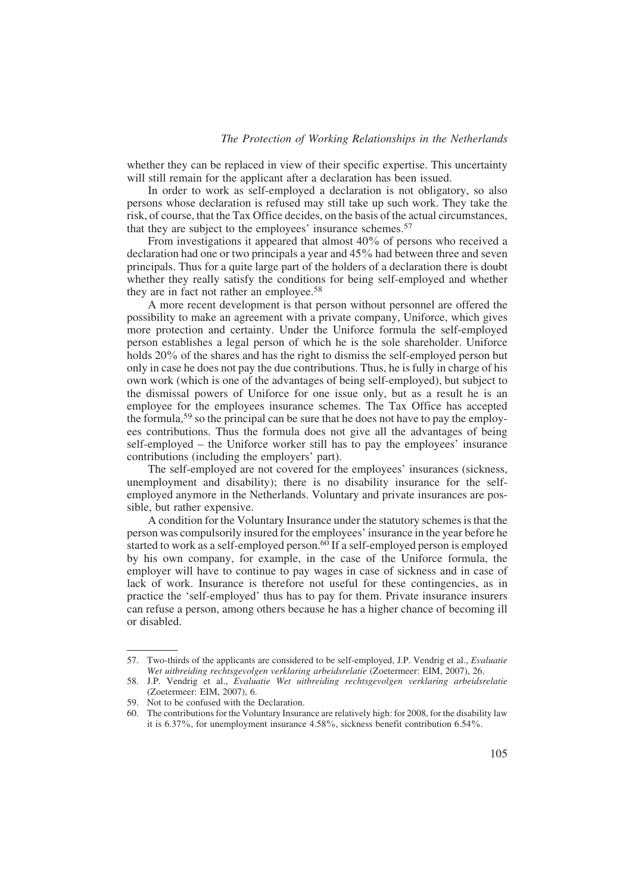whether they can be replaced in view of their specific expertise. This uncertainty will still remain for the applicant after a declaration has been issued.

In order to work as self-employed a declaration is not obligatory, so also persons whose declaration is refused may still take up such work. They take the risk, of course, that the Tax Office decides, on the basis of the actual circumstances, that they are subject to the employees' insurance schemes.[57]

From investigations it appeared that almost 40% of persons who received a declaration had one or two principals a year and 45% had between three and seven principals. Thus for a quite large part of the holders of a declaration there is doubt whether they really satisfy the conditions for being self-employed and whether they are in fact not rather an employee.[58]

A more recent development is that person without personnel are offered the possibility to make an agreement with a private company, Uniforce, which gives more protection and certainty. Under the Uniforce formula the self-employed person establishes a legal person of which he is the sole shareholder. Uniforce holds 20% of the shares and has the right to dismiss the self-employed person but only in case he does not pay the due contributions. Thus, he is fully in charge of his own work (which is one of the advantages of being self-employed), but subject to the dismissal powers of Uniforce for one issue only, but as a result he is an employee for the employees insurance schemes. The Tax Office has accepted the formula,[59] so the principal can be sure that he does not have to pay the employees contributions. Thus the formula does not give all the advantages of being self-employed – the Uniforce worker still has to pay the employees' insurance contributions (including the employers' part).

The self-employed are not covered for the employees' insurances (sickness, unemployment and disability); there is no disability insurance for the self-employed anymore in the Netherlands. Voluntary and private insurances are possible, but rather expensive.

A condition for the Voluntary Insurance under the statutory schemes is that the person was compulsorily insured for the employees' insurance in the year before he started to work as a self-employed person.[60] If a self-employed person is employed by his own company, for example, in the case of the Uniforce formula, the employer will have to continue to pay wages in case of sickness and in case of lack of work. Insurance is therefore not useful for these contingencies, as in practice the 'self-employed' thus has to pay for them. Private insurance insurers can refuse a person, among others because he has a higher chance of becoming ill or disabled.

---

57. Two-thirds of the applicants are considered to be self-employed, J.P. Vendrig et al., *Evaluatie Wet uitbreiding rechtsgevolgen verklaring arbeidsrelatie* (Zoetermeer: EIM, 2007), 26.
58. J.P. Vendrig et al., *Evaluatie Wet uitbreiding rechtsgevolgen verklaring arbeidsrelatie* (Zoetermeer: EIM, 2007), 6.
59. Not to be confused with the Declaration.
60. The contributions for the Voluntary Insurance are relatively high: for 2008, for the disability law it is 6.37%, for unemployment insurance 4.58%, sickness benefit contribution 6.54%.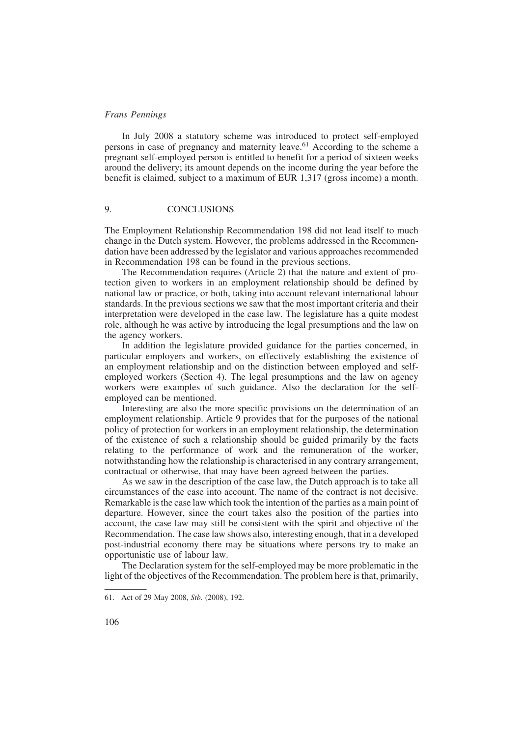In July 2008 a statutory scheme was introduced to protect self-employed persons in case of pregnancy and maternity leave.[61] According to the scheme a pregnant self-employed person is entitled to benefit for a period of sixteen weeks around the delivery; its amount depends on the income during the year before the benefit is claimed, subject to a maximum of EUR 1,317 (gross income) a month.

## 9. CONCLUSIONS

The Employment Relationship Recommendation 198 did not lead itself to much change in the Dutch system. However, the problems addressed in the Recommendation have been addressed by the legislator and various approaches recommended in Recommendation 198 can be found in the previous sections.

The Recommendation requires (Article 2) that the nature and extent of protection given to workers in an employment relationship should be defined by national law or practice, or both, taking into account relevant international labour standards. In the previous sections we saw that the most important criteria and their interpretation were developed in the case law. The legislature has a quite modest role, although he was active by introducing the legal presumptions and the law on the agency workers.

In addition the legislature provided guidance for the parties concerned, in particular employers and workers, on effectively establishing the existence of an employment relationship and on the distinction between employed and self-employed workers (Section 4). The legal presumptions and the law on agency workers were examples of such guidance. Also the declaration for the self-employed can be mentioned.

Interesting are also the more specific provisions on the determination of an employment relationship. Article 9 provides that for the purposes of the national policy of protection for workers in an employment relationship, the determination of the existence of such a relationship should be guided primarily by the facts relating to the performance of work and the remuneration of the worker, notwithstanding how the relationship is characterised in any contrary arrangement, contractual or otherwise, that may have been agreed between the parties.

As we saw in the description of the case law, the Dutch approach is to take all circumstances of the case into account. The name of the contract is not decisive. Remarkable is the case law which took the intention of the parties as a main point of departure. However, since the court takes also the position of the parties into account, the case law may still be consistent with the spirit and objective of the Recommendation. The case law shows also, interesting enough, that in a developed post-industrial economy there may be situations where persons try to make an opportunistic use of labour law.

The Declaration system for the self-employed may be more problematic in the light of the objectives of the Recommendation. The problem here is that, primarily,

---

61. Act of 29 May 2008, *Stb*. (2008), 192.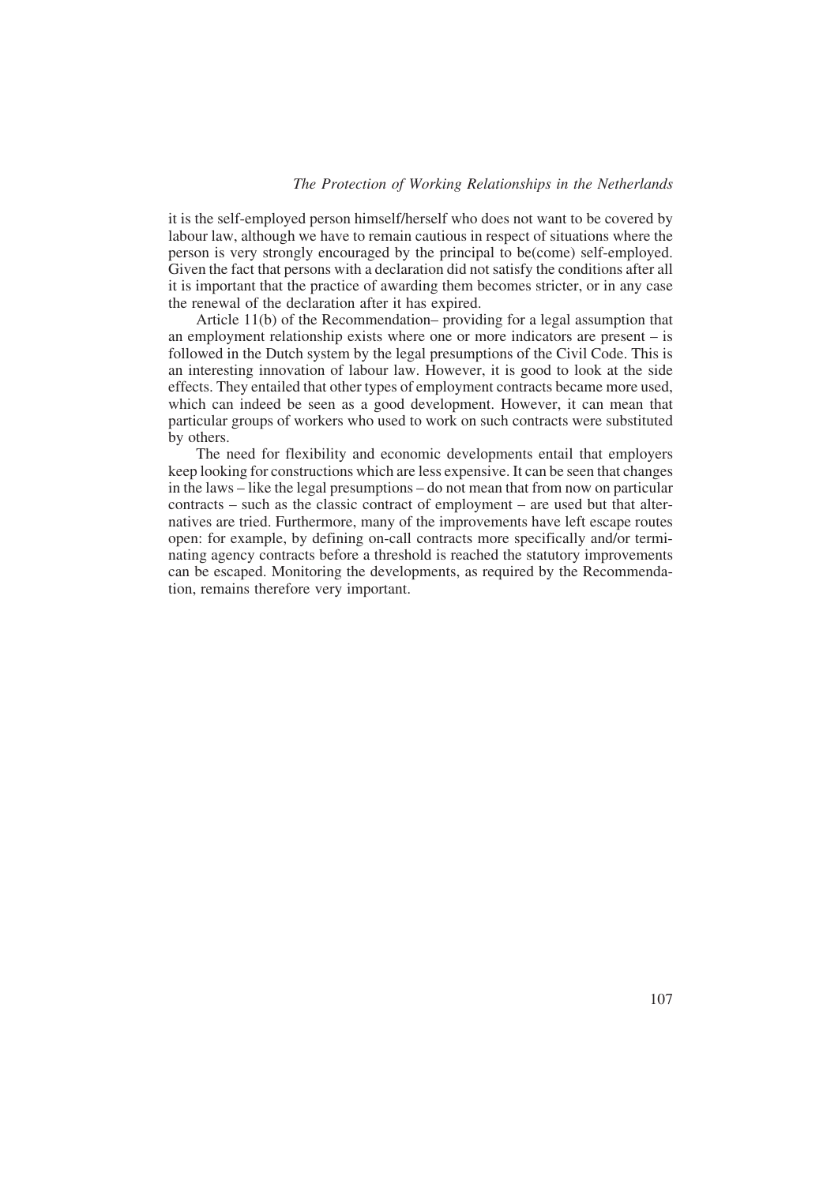it is the self-employed person himself/herself who does not want to be covered by labour law, although we have to remain cautious in respect of situations where the person is very strongly encouraged by the principal to be(come) self-employed. Given the fact that persons with a declaration did not satisfy the conditions after all it is important that the practice of awarding them becomes stricter, or in any case the renewal of the declaration after it has expired.

Article 11(b) of the Recommendation– providing for a legal assumption that an employment relationship exists where one or more indicators are present – is followed in the Dutch system by the legal presumptions of the Civil Code. This is an interesting innovation of labour law. However, it is good to look at the side effects. They entailed that other types of employment contracts became more used, which can indeed be seen as a good development. However, it can mean that particular groups of workers who used to work on such contracts were substituted by others.

The need for flexibility and economic developments entail that employers keep looking for constructions which are less expensive. It can be seen that changes in the laws – like the legal presumptions – do not mean that from now on particular contracts – such as the classic contract of employment – are used but that alternatives are tried. Furthermore, many of the improvements have left escape routes open: for example, by defining on-call contracts more specifically and/or terminating agency contracts before a threshold is reached the statutory improvements can be escaped. Monitoring the developments, as required by the Recommendation, remains therefore very important.